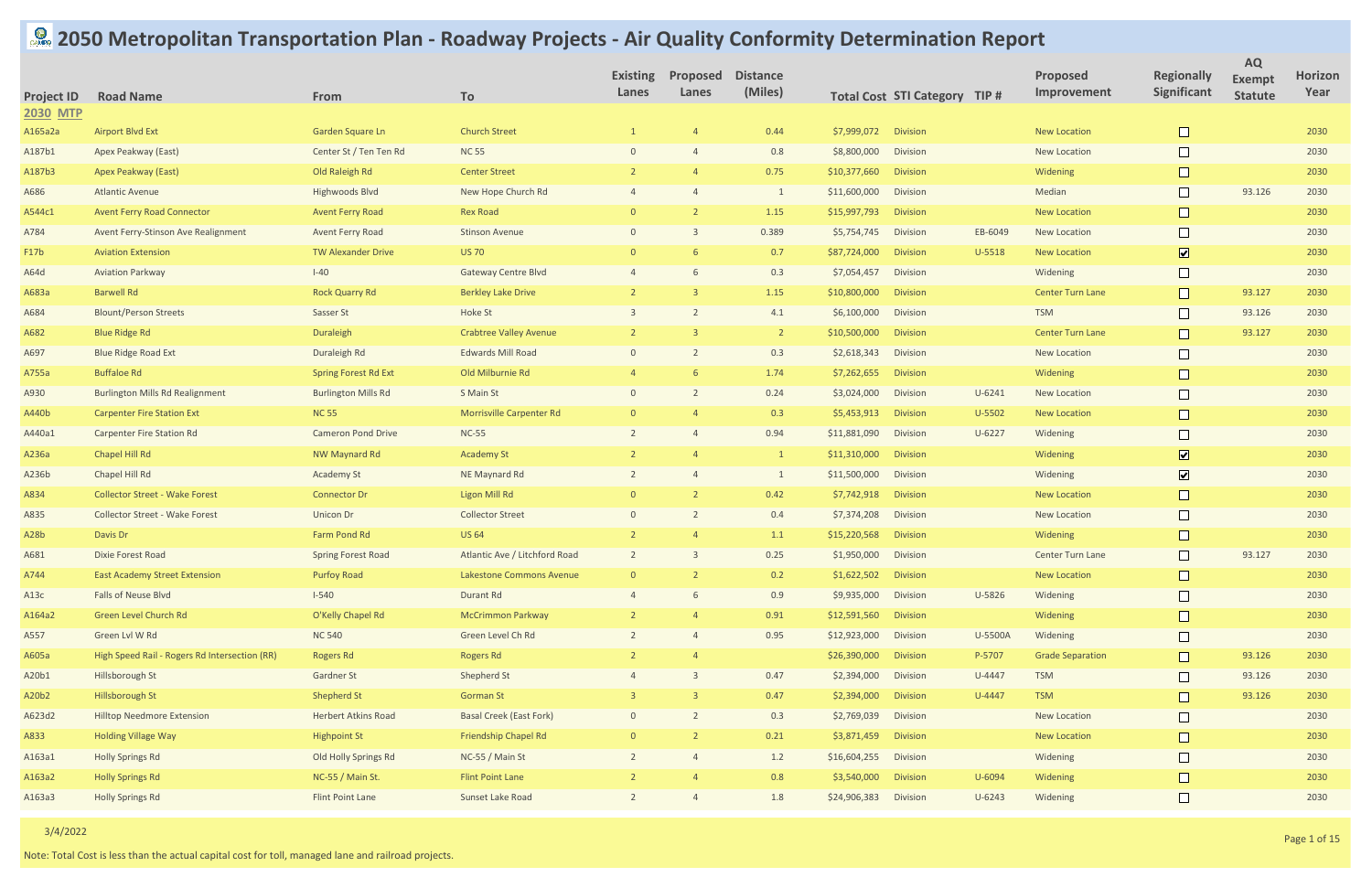# 2050 Metropolitan Transportation Plan - Roadway Projects - Air Quality Conformity Determination Report

| Project ID | Road Name | From | To | Existing Lanes | Proposed Lanes | Distance (Miles) | Total Cost | STI Category | TIP # | Proposed Improvement | Regionally Significant | AQ Exempt Statute | Horizon Year |
|---|---|---|---|---|---|---|---|---|---|---|---|---|---|
| **2030 MTP** | | | | | | | | | | | | | |
| A165a2a | Airport Blvd Ext | Garden Square Ln | Church Street | 1 | 4 | 0.44 | $7,999,072 | Division | | New Location | ☐ | | 2030 |
| A187b1 | Apex Peakway (East) | Center St / Ten Ten Rd | NC 55 | 0 | 4 | 0.8 | $8,800,000 | Division | | New Location | ☐ | | 2030 |
| A187b3 | Apex Peakway (East) | Old Raleigh Rd | Center Street | 2 | 4 | 0.75 | $10,377,660 | Division | | Widening | ☐ | | 2030 |
| A686 | Atlantic Avenue | Highwoods Blvd | New Hope Church Rd | 4 | 4 | 1 | $11,600,000 | Division | | Median | ☐ | 93.126 | 2030 |
| A544c1 | Avent Ferry Road Connector | Avent Ferry Road | Rex Road | 0 | 2 | 1.15 | $15,997,793 | Division | | New Location | ☐ | | 2030 |
| A784 | Avent Ferry-Stinson Ave Realignment | Avent Ferry Road | Stinson Avenue | 0 | 3 | 0.389 | $5,754,745 | Division | EB-6049 | New Location | ☐ | | 2030 |
| F17b | Aviation Extension | TW Alexander Drive | US 70 | 0 | 6 | 0.7 | $87,724,000 | Division | U-5518 | New Location | ☑ | | 2030 |
| A64d | Aviation Parkway | I-40 | Gateway Centre Blvd | 4 | 6 | 0.3 | $7,054,457 | Division | | Widening | ☐ | | 2030 |
| A683a | Barwell Rd | Rock Quarry Rd | Berkley Lake Drive | 2 | 3 | 1.15 | $10,800,000 | Division | | Center Turn Lane | ☐ | 93.127 | 2030 |
| A684 | Blount/Person Streets | Sasser St | Hoke St | 3 | 2 | 4.1 | $6,100,000 | Division | | TSM | ☐ | 93.126 | 2030 |
| A682 | Blue Ridge Rd | Duraleigh | Crabtree Valley Avenue | 2 | 3 | 2 | $10,500,000 | Division | | Center Turn Lane | ☐ | 93.127 | 2030 |
| A697 | Blue Ridge Road Ext | Duraleigh Rd | Edwards Mill Road | 0 | 2 | 0.3 | $2,618,343 | Division | | New Location | ☐ | | 2030 |
| A755a | Buffaloe Rd | Spring Forest Rd Ext | Old Milburnie Rd | 4 | 6 | 1.74 | $7,262,655 | Division | | Widening | ☐ | | 2030 |
| A930 | Burlington Mills Rd Realignment | Burlington Mills Rd | S Main St | 0 | 2 | 0.24 | $3,024,000 | Division | U-6241 | New Location | ☐ | | 2030 |
| A440b | Carpenter Fire Station Ext | NC 55 | Morrisville Carpenter Rd | 0 | 4 | 0.3 | $5,453,913 | Division | U-5502 | New Location | ☐ | | 2030 |
| A440a1 | Carpenter Fire Station Rd | Cameron Pond Drive | NC-55 | 2 | 4 | 0.94 | $11,881,090 | Division | U-6227 | Widening | ☐ | | 2030 |
| A236a | Chapel Hill Rd | NW Maynard Rd | Academy St | 2 | 4 | 1 | $11,310,000 | Division | | Widening | ☑ | | 2030 |
| A236b | Chapel Hill Rd | Academy St | NE Maynard Rd | 2 | 4 | 1 | $11,500,000 | Division | | Widening | ☑ | | 2030 |
| A834 | Collector Street - Wake Forest | Connector Dr | Ligon Mill Rd | 0 | 2 | 0.42 | $7,742,918 | Division | | New Location | ☐ | | 2030 |
| A835 | Collector Street - Wake Forest | Unicon Dr | Collector Street | 0 | 2 | 0.4 | $7,374,208 | Division | | New Location | ☐ | | 2030 |
| A28b | Davis Dr | Farm Pond Rd | US 64 | 2 | 4 | 1.1 | $15,220,568 | Division | | Widening | ☐ | | 2030 |
| A681 | Dixie Forest Road | Spring Forest Road | Atlantic Ave / Litchford Road | 2 | 3 | 0.25 | $1,950,000 | Division | | Center Turn Lane | ☐ | 93.127 | 2030 |
| A744 | East Academy Street Extension | Purfoy Road | Lakestone Commons Avenue | 0 | 2 | 0.2 | $1,622,502 | Division | | New Location | ☐ | | 2030 |
| A13c | Falls of Neuse Blvd | I-540 | Durant Rd | 4 | 6 | 0.9 | $9,935,000 | Division | U-5826 | Widening | ☐ | | 2030 |
| A164a2 | Green Level Church Rd | O'Kelly Chapel Rd | McCrimmon Parkway | 2 | 4 | 0.91 | $12,591,560 | Division | | Widening | ☐ | | 2030 |
| A557 | Green Lvl W Rd | NC 540 | Green Level Ch Rd | 2 | 4 | 0.95 | $12,923,000 | Division | U-5500A | Widening | ☐ | | 2030 |
| A605a | High Speed Rail - Rogers Rd Intersection (RR) | Rogers Rd | Rogers Rd | 2 | 4 | | $26,390,000 | Division | P-5707 | Grade Separation | ☐ | 93.126 | 2030 |
| A20b1 | Hillsborough St | Gardner St | Shepherd St | 4 | 3 | 0.47 | $2,394,000 | Division | U-4447 | TSM | ☐ | 93.126 | 2030 |
| A20b2 | Hillsborough St | Shepherd St | Gorman St | 3 | 3 | 0.47 | $2,394,000 | Division | U-4447 | TSM | ☐ | 93.126 | 2030 |
| A623d2 | Hilltop Needmore Extension | Herbert Atkins Road | Basal Creek (East Fork) | 0 | 2 | 0.3 | $2,769,039 | Division | | New Location | ☐ | | 2030 |
| A833 | Holding Village Way | Highpoint St | Friendship Chapel Rd | 0 | 2 | 0.21 | $3,871,459 | Division | | New Location | ☐ | | 2030 |
| A163a1 | Holly Springs Rd | Old Holly Springs Rd | NC-55 / Main St | 2 | 4 | 1.2 | $16,604,255 | Division | | Widening | ☐ | | 2030 |
| A163a2 | Holly Springs Rd | NC-55 / Main St. | Flint Point Lane | 2 | 4 | 0.8 | $3,540,000 | Division | U-6094 | Widening | ☐ | | 2030 |
| A163a3 | Holly Springs Rd | Flint Point Lane | Sunset Lake Road | 2 | 4 | 1.8 | $24,906,383 | Division | U-6243 | Widening | ☐ | | 2030 |

3/4/2022

Note: Total Cost is less than the actual capital cost for toll, managed lane and railroad projects.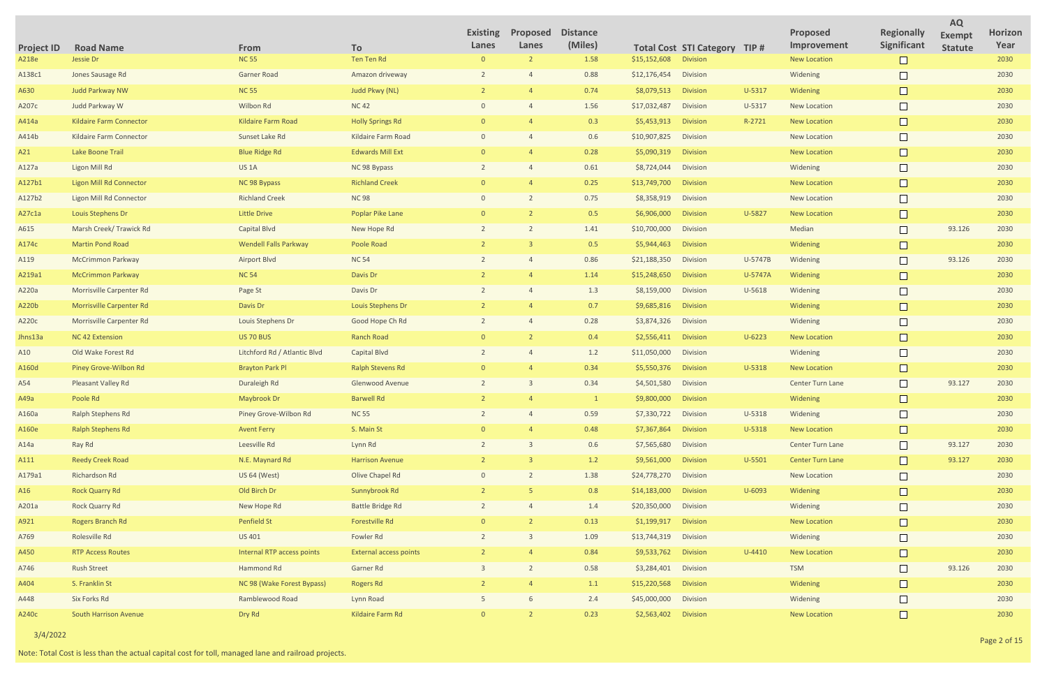| Project ID | Road Name | From | To | Existing Lanes | Proposed Lanes | Distance (Miles) | Total Cost | STI Category | TIP # | Proposed Improvement | Regionally Significant | AQ Exempt Statute | Horizon Year |
|---|---|---|---|---|---|---|---|---|---|---|---|---|---|
| A218e | Jessie Dr | NC 55 | Ten Ten Rd | 0 | 2 | 1.58 | $15,152,608 | Division | | New Location | ☐ | | 2030 |
| A138c1 | Jones Sausage Rd | Garner Road | Amazon driveway | 2 | 4 | 0.88 | $12,176,454 | Division | | Widening | ☐ | | 2030 |
| A630 | Judd Parkway NW | NC 55 | Judd Pkwy (NL) | 2 | 4 | 0.74 | $8,079,513 | Division | U-5317 | Widening | ☐ | | 2030 |
| A207c | Judd Parkway W | Wilbon Rd | NC 42 | 0 | 4 | 1.56 | $17,032,487 | Division | U-5317 | New Location | ☐ | | 2030 |
| A414a | Kildaire Farm Connector | Kildaire Farm Road | Holly Springs Rd | 0 | 4 | 0.3 | $5,453,913 | Division | R-2721 | New Location | ☐ | | 2030 |
| A414b | Kildaire Farm Connector | Sunset Lake Rd | Kildaire Farm Road | 0 | 4 | 0.6 | $10,907,825 | Division | | New Location | ☐ | | 2030 |
| A21 | Lake Boone Trail | Blue Ridge Rd | Edwards Mill Ext | 0 | 4 | 0.28 | $5,090,319 | Division | | New Location | ☐ | | 2030 |
| A127a | Ligon Mill Rd | US 1A | NC 98 Bypass | 2 | 4 | 0.61 | $8,724,044 | Division | | Widening | ☐ | | 2030 |
| A127b1 | Ligon Mill Rd Connector | NC 98 Bypass | Richland Creek | 0 | 4 | 0.25 | $13,749,700 | Division | | New Location | ☐ | | 2030 |
| A127b2 | Ligon Mill Rd Connector | Richland Creek | NC 98 | 0 | 2 | 0.75 | $8,358,919 | Division | | New Location | ☐ | | 2030 |
| A27c1a | Louis Stephens Dr | Little Drive | Poplar Pike Lane | 0 | 2 | 0.5 | $6,906,000 | Division | U-5827 | New Location | ☐ | | 2030 |
| A615 | Marsh Creek/ Trawick Rd | Capital Blvd | New Hope Rd | 2 | 2 | 1.41 | $10,700,000 | Division | | Median | ☐ | 93.126 | 2030 |
| A174c | Martin Pond Road | Wendell Falls Parkway | Poole Road | 2 | 3 | 0.5 | $5,944,463 | Division | | Widening | ☐ | | 2030 |
| A119 | McCrimmon Parkway | Airport Blvd | NC 54 | 2 | 4 | 0.86 | $21,188,350 | Division | U-5747B | Widening | ☐ | 93.126 | 2030 |
| A219a1 | McCrimmon Parkway | NC 54 | Davis Dr | 2 | 4 | 1.14 | $15,248,650 | Division | U-5747A | Widening | ☐ | | 2030 |
| A220a | Morrisville Carpenter Rd | Page St | Davis Dr | 2 | 4 | 1.3 | $8,159,000 | Division | U-5618 | Widening | ☐ | | 2030 |
| A220b | Morrisville Carpenter Rd | Davis Dr | Louis Stephens Dr | 2 | 4 | 0.7 | $9,685,816 | Division | | Widening | ☐ | | 2030 |
| A220c | Morrisville Carpenter Rd | Louis Stephens Dr | Good Hope Ch Rd | 2 | 4 | 0.28 | $3,874,326 | Division | | Widening | ☐ | | 2030 |
| Jhns13a | NC 42 Extension | US 70 BUS | Ranch Road | 0 | 2 | 0.4 | $2,556,411 | Division | U-6223 | New Location | ☐ | | 2030 |
| A10 | Old Wake Forest Rd | Litchford Rd / Atlantic Blvd | Capital Blvd | 2 | 4 | 1.2 | $11,050,000 | Division | | Widening | ☐ | | 2030 |
| A160d | Piney Grove-Wilbon Rd | Brayton Park Pl | Ralph Stevens Rd | 0 | 4 | 0.34 | $5,550,376 | Division | U-5318 | New Location | ☐ | | 2030 |
| A54 | Pleasant Valley Rd | Duraleigh Rd | Glenwood Avenue | 2 | 3 | 0.34 | $4,501,580 | Division | | Center Turn Lane | ☐ | 93.127 | 2030 |
| A49a | Poole Rd | Maybrook Dr | Barwell Rd | 2 | 4 | 1 | $9,800,000 | Division | | Widening | ☐ | | 2030 |
| A160a | Ralph Stephens Rd | Piney Grove-Wilbon Rd | NC 55 | 2 | 4 | 0.59 | $7,330,722 | Division | U-5318 | Widening | ☐ | | 2030 |
| A160e | Ralph Stephens Rd | Avent Ferry | S. Main St | 0 | 4 | 0.48 | $7,367,864 | Division | U-5318 | New Location | ☐ | | 2030 |
| A14a | Ray Rd | Leesville Rd | Lynn Rd | 2 | 3 | 0.6 | $7,565,680 | Division | | Center Turn Lane | ☐ | 93.127 | 2030 |
| A111 | Reedy Creek Road | N.E. Maynard Rd | Harrison Avenue | 2 | 3 | 1.2 | $9,561,000 | Division | U-5501 | Center Turn Lane | ☐ | 93.127 | 2030 |
| A179a1 | Richardson Rd | US 64 (West) | Olive Chapel Rd | 0 | 2 | 1.38 | $24,778,270 | Division | | New Location | ☐ | | 2030 |
| A16 | Rock Quarry Rd | Old Birch Dr | Sunnybrook Rd | 2 | 5 | 0.8 | $14,183,000 | Division | U-6093 | Widening | ☐ | | 2030 |
| A201a | Rock Quarry Rd | New Hope Rd | Battle Bridge Rd | 2 | 4 | 1.4 | $20,350,000 | Division | | Widening | ☐ | | 2030 |
| A921 | Rogers Branch Rd | Penfield St | Forestville Rd | 0 | 2 | 0.13 | $1,199,917 | Division | | New Location | ☐ | | 2030 |
| A769 | Rolesville Rd | US 401 | Fowler Rd | 2 | 3 | 1.09 | $13,744,319 | Division | | Widening | ☐ | | 2030 |
| A450 | RTP Access Routes | Internal RTP access points | External access points | 2 | 4 | 0.84 | $9,533,762 | Division | U-4410 | New Location | ☐ | | 2030 |
| A746 | Rush Street | Hammond Rd | Garner Rd | 3 | 2 | 0.58 | $3,284,401 | Division | | TSM | ☐ | 93.126 | 2030 |
| A404 | S. Franklin St | NC 98 (Wake Forest Bypass) | Rogers Rd | 2 | 4 | 1.1 | $15,220,568 | Division | | Widening | ☐ | | 2030 |
| A448 | Six Forks Rd | Ramblewood Road | Lynn Road | 5 | 6 | 2.4 | $45,000,000 | Division | | Widening | ☐ | | 2030 |
| A240c | South Harrison Avenue | Dry Rd | Kildaire Farm Rd | 0 | 2 | 0.23 | $2,563,402 | Division | | New Location | ☐ | | 2030 |

3/4/2022

Note: Total Cost is less than the actual capital cost for toll, managed lane and railroad projects.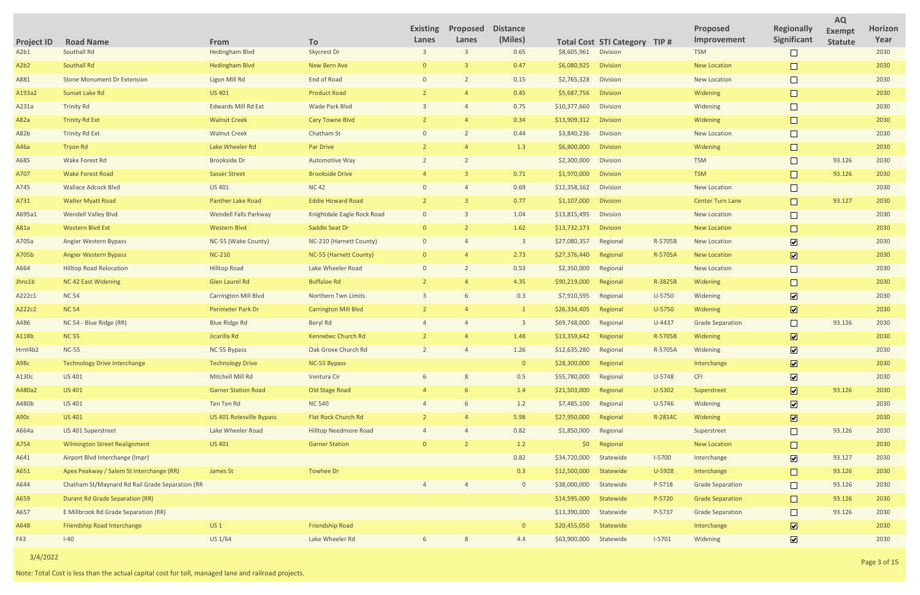| Project ID | Road Name | From | To | Existing Lanes | Proposed Lanes | Distance (Miles) | Total Cost | STI Category | TIP # | Proposed Improvement | Regionally Significant | AQ Exempt Statute | Horizon Year |
|---|---|---|---|---|---|---|---|---|---|---|---|---|---|
| A2b1 | Southall Rd | Hedingham Blvd | Skycrest Dr | 3 | 3 | 0.65 | $8,605,961 | Division | | TSM | ☐ | | 2030 |
| A2b2 | Southall Rd | Hedingham Blvd | New Bern Ave | 0 | 3 | 0.47 | $6,080,925 | Division | | New Location | ☐ | | 2030 |
| A881 | Stone Monument Dr Extension | Ligon Mill Rd | End of Road | 0 | 2 | 0.15 | $2,765,328 | Division | | New Location | ☐ | | 2030 |
| A193a2 | Sunset Lake Rd | US 401 | Product Road | 2 | 4 | 0.45 | $5,687,756 | Division | | Widening | ☐ | | 2030 |
| A231a | Trinity Rd | Edwards Mill Rd Ext | Wade Park Blvd | 3 | 4 | 0.75 | $10,377,660 | Division | | Widening | ☐ | | 2030 |
| A82a | Trinity Rd Ext | Walnut Creek | Cary Towne Blvd | 2 | 4 | 0.34 | $13,909,312 | Division | | Widening | ☐ | | 2030 |
| A82b | Trinity Rd Ext | Walnut Creek | Chatham St | 0 | 2 | 0.44 | $3,840,236 | Division | | New Location | ☐ | | 2030 |
| A46a | Tryon Rd | Lake Wheeler Rd | Par Drive | 2 | 4 | 1.3 | $6,800,000 | Division | | Widening | ☐ | | 2030 |
| A685 | Wake Forest Rd | Brookside Dr | Automotive Way | 2 | 2 | | $2,300,000 | Division | | TSM | ☐ | 93.126 | 2030 |
| A707 | Wake Forest Road | Sasser Street | Brookside Drive | 4 | 3 | 0.71 | $1,970,000 | Division | | TSM | ☐ | 93.126 | 2030 |
| A745 | Wallace Adcock Blvd | US 401 | NC 42 | 0 | 4 | 0.69 | $12,358,162 | Division | | New Location | ☐ | | 2030 |
| A731 | Walter Myatt Road | Panther Lake Road | Eddie Howard Road | 2 | 3 | 0.77 | $1,107,000 | Division | | Center Turn Lane | ☐ | 93.127 | 2030 |
| A695a1 | Wendell Valley Blvd | Wendell Falls Parkway | Knightdale Eagle Rock Road | 0 | 3 | 1.04 | $13,815,495 | Division | | New Location | ☐ | | 2030 |
| A81a | Western Blvd Ext | Western Blvd | Saddle Seat Dr | 0 | 2 | 1.62 | $13,732,173 | Division | | New Location | ☐ | | 2030 |
| A705a | Angier Western Bypass | NC-55 (Wake County) | NC-210 (Harnett County) | 0 | 4 | 3 | $27,080,357 | Regional | R-5705B | New Location | ☑ | | 2030 |
| A705b | Angier Western Bypass | NC-210 | NC-55 (Harnett County) | 0 | 4 | 2.73 | $27,376,440 | Regional | R-5705A | New Location | ☑ | | 2030 |
| A664 | Hilltop Road Relocation | Hilltop Road | Lake Wheeler Road | 0 | 2 | 0.53 | $2,350,000 | Regional | | New Location | ☐ | | 2030 |
| Jhns1b | NC 42 East Widening | Glen Laurel Rd | Buffaloe Rd | 2 | 4 | 4.35 | $90,219,000 | Regional | R-3825B | Widening | ☐ | | 2030 |
| A222c1 | NC 54 | Carrington Mill Blvd | Northern Twn Limits | 3 | 6 | 0.3 | $7,910,595 | Regional | U-5750 | Widening | ☑ | | 2030 |
| A222c2 | NC 54 | Perimeter Park Dr | Carrington Mill Blvd | 2 | 4 | 1 | $26,334,405 | Regional | U-5750 | Widening | ☑ | | 2030 |
| A486 | NC 54 - Blue Ridge (RR) | Blue Ridge Rd | Beryl Rd | 4 | 4 | 3 | $69,748,000 | Regional | U-4437 | Grade Separation | ☐ | 93.126 | 2030 |
| A118b | NC 55 | Jicarilla Rd | Kennebec Church Rd | 2 | 4 | 1.48 | $13,359,642 | Regional | R-5705B | Widening | ☑ | | 2030 |
| Hrnt4b2 | NC-55 | NC 55 Bypass | Oak Grove Church Rd | 2 | 4 | 1.26 | $12,635,280 | Regional | R-5705A | Widening | ☑ | | 2030 |
| A98c | Technology Drive Interchange | Technology Drive | NC-55 Bypass | | | 0 | $28,300,000 | Regional | | Interchange | ☑ | | 2030 |
| A130c | US 401 | Mitchell Mill Rd | Ventura Cir | 6 | 8 | 0.5 | $55,780,000 | Regional | U-5748 | CFI | ☑ | | 2030 |
| A480a2 | US 401 | Garner Station Road | Old Stage Road | 4 | 6 | 1.4 | $21,503,000 | Regional | U-5302 | Superstreet | ☑ | 93.126 | 2030 |
| A480b | US 401 | Ten Ten Rd | NC 540 | 4 | 6 | 1.2 | $7,485,100 | Regional | U-5746 | Widening | ☑ | | 2030 |
| A90c | US 401 | US 401 Rolesville Bypass | Flat Rock Church Rd | 2 | 4 | 5.98 | $27,950,000 | Regional | R-2814C | Widening | ☑ | | 2030 |
| A664a | US 401 Superstreet | Lake Wheeler Road | Hilltop Needmore Road | 4 | 4 | 0.82 | $1,850,000 | Regional | | Superstreet | ☐ | 93.126 | 2030 |
| A754 | Wilmington Street Realignment | US 401 | Garner Station | 0 | 2 | 1.2 | $0 | Regional | | New Location | ☐ | | 2030 |
| A641 | Airport Blvd Interchange (Impr) | | | | | 0.82 | $34,720,000 | Statewide | I-5700 | Interchange | ☑ | 93.127 | 2030 |
| A651 | Apex Peakway / Salem St Interchange (RR) | James St | Towhee Dr | | | 0.3 | $12,500,000 | Statewide | U-5928 | Interchange | ☐ | 93.126 | 2030 |
| A644 | Chatham St/Maynard Rd Rail Grade Separation (RR | | | 4 | 4 | 0 | $38,000,000 | Statewide | P-5718 | Grade Separation | ☐ | 93.126 | 2030 |
| A659 | Durant Rd Grade Separation (RR) | | | | | | $14,595,000 | Statewide | P-5720 | Grade Separation | ☐ | 93.126 | 2030 |
| A657 | E Millbrook Rd Grade Separation (RR) | | | | | | $13,390,000 | Statewide | P-5737 | Grade Separation | ☐ | 93.126 | 2030 |
| A648 | Friendship Road Interchange | US 1 | Friendship Road | | | 0 | $20,455,050 | Statewide | | Interchange | ☑ | | 2030 |
| F43 | I-40 | US 1/64 | Lake Wheeler Rd | 6 | 8 | 4.4 | $63,900,000 | Statewide | I-5701 | Widening | ☑ | | 2030 |

3/4/2022

Note: Total Cost is less than the actual capital cost for toll, managed lane and railroad projects.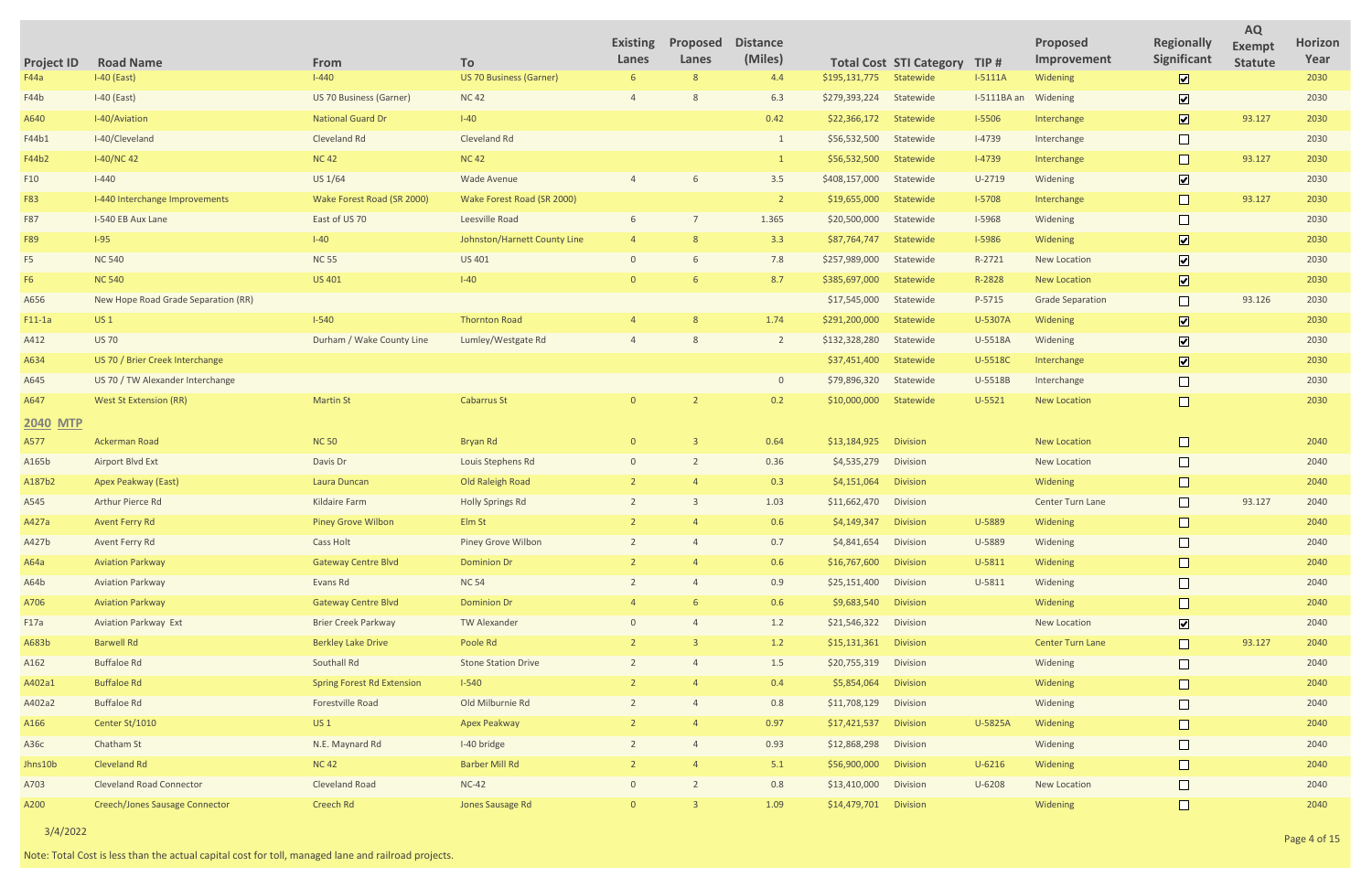| Project ID | Road Name | From | To | Existing Lanes | Proposed Lanes | Distance (Miles) | Total Cost | STI Category | TIP # | Proposed Improvement | Regionally Significant | AQ Exempt Statute | Horizon Year |
|---|---|---|---|---|---|---|---|---|---|---|---|---|---|
| F44a | I-40 (East) | I-440 | US 70 Business (Garner) | 6 | 8 | 4.4 | $195,131,775 | Statewide | I-5111A | Widening | ☑ | | 2030 |
| F44b | I-40 (East) | US 70 Business (Garner) | NC 42 | 4 | 8 | 6.3 | $279,393,224 | Statewide | I-5111BA an | Widening | ☑ | | 2030 |
| A640 | I-40/Aviation | National Guard Dr | I-40 | | | 0.42 | $22,366,172 | Statewide | I-5506 | Interchange | ☑ | 93.127 | 2030 |
| F44b1 | I-40/Cleveland | Cleveland Rd | Cleveland Rd | | | 1 | $56,532,500 | Statewide | I-4739 | Interchange | ☐ | | 2030 |
| F44b2 | I-40/NC 42 | NC 42 | NC 42 | | | 1 | $56,532,500 | Statewide | I-4739 | Interchange | ☐ | 93.127 | 2030 |
| F10 | I-440 | US 1/64 | Wade Avenue | 4 | 6 | 3.5 | $408,157,000 | Statewide | U-2719 | Widening | ☑ | | 2030 |
| F83 | I-440 Interchange Improvements | Wake Forest Road (SR 2000) | Wake Forest Road (SR 2000) | | | 2 | $19,655,000 | Statewide | I-5708 | Interchange | ☐ | 93.127 | 2030 |
| F87 | I-540 EB Aux Lane | East of US 70 | Leesville Road | 6 | 7 | 1.365 | $20,500,000 | Statewide | I-5968 | Widening | ☐ | | 2030 |
| F89 | I-95 | I-40 | Johnston/Harnett County Line | 4 | 8 | 3.3 | $87,764,747 | Statewide | I-5986 | Widening | ☑ | | 2030 |
| F5 | NC 540 | NC 55 | US 401 | 0 | 6 | 7.8 | $257,989,000 | Statewide | R-2721 | New Location | ☑ | | 2030 |
| F6 | NC 540 | US 401 | I-40 | 0 | 6 | 8.7 | $385,697,000 | Statewide | R-2828 | New Location | ☑ | | 2030 |
| A656 | New Hope Road Grade Separation (RR) | | | | | | $17,545,000 | Statewide | P-5715 | Grade Separation | ☐ | 93.126 | 2030 |
| F11-1a | US 1 | I-540 | Thornton Road | 4 | 8 | 1.74 | $291,200,000 | Statewide | U-5307A | Widening | ☑ | | 2030 |
| A412 | US 70 | Durham / Wake County Line | Lumley/Westgate Rd | 4 | 8 | 2 | $132,328,280 | Statewide | U-5518A | Widening | ☑ | | 2030 |
| A634 | US 70 / Brier Creek Interchange | | | | | | $37,451,400 | Statewide | U-5518C | Interchange | ☑ | | 2030 |
| A645 | US 70 / TW Alexander Interchange | | | | | 0 | $79,896,320 | Statewide | U-5518B | Interchange | ☐ | | 2030 |
| A647 | West St Extension (RR) | Martin St | Cabarrus St | 0 | 2 | 0.2 | $10,000,000 | Statewide | U-5521 | New Location | ☐ | | 2030 |
| **2040 MTP** | | | | | | | | | | | | | |
| A577 | Ackerman Road | NC 50 | Bryan Rd | 0 | 3 | 0.64 | $13,184,925 | Division | | New Location | ☐ | | 2040 |
| A165b | Airport Blvd Ext | Davis Dr | Louis Stephens Rd | 0 | 2 | 0.36 | $4,535,279 | Division | | New Location | ☐ | | 2040 |
| A187b2 | Apex Peakway (East) | Laura Duncan | Old Raleigh Road | 2 | 4 | 0.3 | $4,151,064 | Division | | Widening | ☐ | | 2040 |
| A545 | Arthur Pierce Rd | Kildaire Farm | Holly Springs Rd | 2 | 3 | 1.03 | $11,662,470 | Division | | Center Turn Lane | ☐ | 93.127 | 2040 |
| A427a | Avent Ferry Rd | Piney Grove Wilbon | Elm St | 2 | 4 | 0.6 | $4,149,347 | Division | U-5889 | Widening | ☐ | | 2040 |
| A427b | Avent Ferry Rd | Cass Holt | Piney Grove Wilbon | 2 | 4 | 0.7 | $4,841,654 | Division | U-5889 | Widening | ☐ | | 2040 |
| A64a | Aviation Parkway | Gateway Centre Blvd | Dominion Dr | 2 | 4 | 0.6 | $16,767,600 | Division | U-5811 | Widening | ☐ | | 2040 |
| A64b | Aviation Parkway | Evans Rd | NC 54 | 2 | 4 | 0.9 | $25,151,400 | Division | U-5811 | Widening | ☐ | | 2040 |
| A706 | Aviation Parkway | Gateway Centre Blvd | Dominion Dr | 4 | 6 | 0.6 | $9,683,540 | Division | | Widening | ☐ | | 2040 |
| F17a | Aviation Parkway Ext | Brier Creek Parkway | TW Alexander | 0 | 4 | 1.2 | $21,546,322 | Division | | New Location | ☑ | | 2040 |
| A683b | Barwell Rd | Berkley Lake Drive | Poole Rd | 2 | 3 | 1.2 | $15,131,361 | Division | | Center Turn Lane | ☐ | 93.127 | 2040 |
| A162 | Buffaloe Rd | Southall Rd | Stone Station Drive | 2 | 4 | 1.5 | $20,755,319 | Division | | Widening | ☐ | | 2040 |
| A402a1 | Buffaloe Rd | Spring Forest Rd Extension | I-540 | 2 | 4 | 0.4 | $5,854,064 | Division | | Widening | ☐ | | 2040 |
| A402a2 | Buffaloe Rd | Forestville Road | Old Milburnie Rd | 2 | 4 | 0.8 | $11,708,129 | Division | | Widening | ☐ | | 2040 |
| A166 | Center St/1010 | US 1 | Apex Peakway | 2 | 4 | 0.97 | $17,421,537 | Division | U-5825A | Widening | ☐ | | 2040 |
| A36c | Chatham St | N.E. Maynard Rd | I-40 bridge | 2 | 4 | 0.93 | $12,868,298 | Division | | Widening | ☐ | | 2040 |
| Jhns10b | Cleveland Rd | NC 42 | Barber Mill Rd | 2 | 4 | 5.1 | $56,900,000 | Division | U-6216 | Widening | ☐ | | 2040 |
| A703 | Cleveland Road Connector | Cleveland Road | NC-42 | 0 | 2 | 0.8 | $13,410,000 | Division | U-6208 | New Location | ☐ | | 2040 |
| A200 | Creech/Jones Sausage Connector | Creech Rd | Jones Sausage Rd | 0 | 3 | 1.09 | $14,479,701 | Division | | Widening | ☐ | | 2040 |

3/4/2022

Note: Total Cost is less than the actual capital cost for toll, managed lane and railroad projects.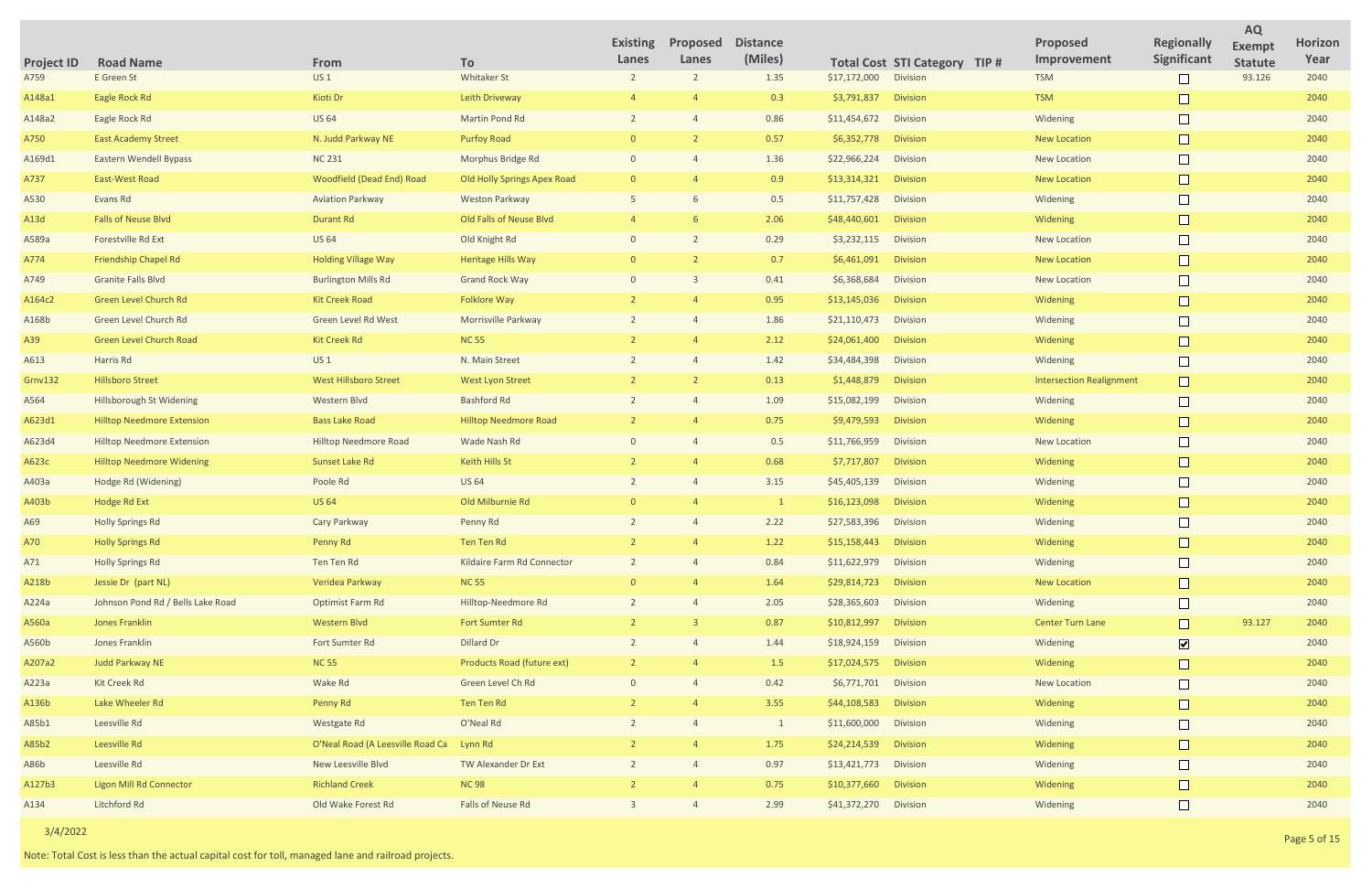| Project ID | Road Name | From | To | Existing Lanes | Proposed Lanes | Distance (Miles) | Total Cost | STI Category | TIP # | Proposed Improvement | Regionally Significant | AQ Exempt Statute | Horizon Year |
|---|---|---|---|---|---|---|---|---|---|---|---|---|---|
| A759 | E Green St | US 1 | Whitaker St | 2 | 2 | 1.35 | $17,172,000 | Division | | TSM | ☐ | 93.126 | 2040 |
| A148a1 | Eagle Rock Rd | Kioti Dr | Leith Driveway | 4 | 4 | 0.3 | $3,791,837 | Division | | TSM | ☐ | | 2040 |
| A148a2 | Eagle Rock Rd | US 64 | Martin Pond Rd | 2 | 4 | 0.86 | $11,454,672 | Division | | Widening | ☐ | | 2040 |
| A750 | East Academy Street | N. Judd Parkway NE | Purfoy Road | 0 | 2 | 0.57 | $6,352,778 | Division | | New Location | ☐ | | 2040 |
| A169d1 | Eastern Wendell Bypass | NC 231 | Morphus Bridge Rd | 0 | 4 | 1.36 | $22,966,224 | Division | | New Location | ☐ | | 2040 |
| A737 | East-West Road | Woodfield (Dead End) Road | Old Holly Springs Apex Road | 0 | 4 | 0.9 | $13,314,321 | Division | | New Location | ☐ | | 2040 |
| A530 | Evans Rd | Aviation Parkway | Weston Parkway | 5 | 6 | 0.5 | $11,757,428 | Division | | Widening | ☐ | | 2040 |
| A13d | Falls of Neuse Blvd | Durant Rd | Old Falls of Neuse Blvd | 4 | 6 | 2.06 | $48,440,601 | Division | | Widening | ☐ | | 2040 |
| A589a | Forestville Rd Ext | US 64 | Old Knight Rd | 0 | 2 | 0.29 | $3,232,115 | Division | | New Location | ☐ | | 2040 |
| A774 | Friendship Chapel Rd | Holding Village Way | Heritage Hills Way | 0 | 2 | 0.7 | $6,461,091 | Division | | New Location | ☐ | | 2040 |
| A749 | Granite Falls Blvd | Burlington Mills Rd | Grand Rock Way | 0 | 3 | 0.41 | $6,368,684 | Division | | New Location | ☐ | | 2040 |
| A164c2 | Green Level Church Rd | Kit Creek Road | Folklore Way | 2 | 4 | 0.95 | $13,145,036 | Division | | Widening | ☐ | | 2040 |
| A168b | Green Level Church Rd | Green Level Rd West | Morrisville Parkway | 2 | 4 | 1.86 | $21,110,473 | Division | | Widening | ☐ | | 2040 |
| A39 | Green Level Church Road | Kit Creek Rd | NC 55 | 2 | 4 | 2.12 | $24,061,400 | Division | | Widening | ☐ | | 2040 |
| A613 | Harris Rd | US 1 | N. Main Street | 2 | 4 | 1.42 | $34,484,398 | Division | | Widening | ☐ | | 2040 |
| Grnv132 | Hillsboro Street | West Hillsboro Street | West Lyon Street | 2 | 2 | 0.13 | $1,448,879 | Division | | Intersection Realignment | ☐ | | 2040 |
| A564 | Hillsborough St Widening | Western Blvd | Bashford Rd | 2 | 4 | 1.09 | $15,082,199 | Division | | Widening | ☐ | | 2040 |
| A623d1 | Hilltop Needmore Extension | Bass Lake Road | Hilltop Needmore Road | 2 | 4 | 0.75 | $9,479,593 | Division | | Widening | ☐ | | 2040 |
| A623d4 | Hilltop Needmore Extension | Hilltop Needmore Road | Wade Nash Rd | 0 | 4 | 0.5 | $11,766,959 | Division | | New Location | ☐ | | 2040 |
| A623c | Hilltop Needmore Widening | Sunset Lake Rd | Keith Hills St | 2 | 4 | 0.68 | $7,717,807 | Division | | Widening | ☐ | | 2040 |
| A403a | Hodge Rd (Widening) | Poole Rd | US 64 | 2 | 4 | 3.15 | $45,405,139 | Division | | Widening | ☐ | | 2040 |
| A403b | Hodge Rd Ext | US 64 | Old Milburnie Rd | 0 | 4 | 1 | $16,123,098 | Division | | Widening | ☐ | | 2040 |
| A69 | Holly Springs Rd | Cary Parkway | Penny Rd | 2 | 4 | 2.22 | $27,583,396 | Division | | Widening | ☐ | | 2040 |
| A70 | Holly Springs Rd | Penny Rd | Ten Ten Rd | 2 | 4 | 1.22 | $15,158,443 | Division | | Widening | ☐ | | 2040 |
| A71 | Holly Springs Rd | Ten Ten Rd | Kildaire Farm Rd Connector | 2 | 4 | 0.84 | $11,622,979 | Division | | Widening | ☐ | | 2040 |
| A218b | Jessie Dr (part NL) | Veridea Parkway | NC 55 | 0 | 4 | 1.64 | $29,814,723 | Division | | New Location | ☐ | | 2040 |
| A224a | Johnson Pond Rd / Bells Lake Road | Optimist Farm Rd | Hilltop-Needmore Rd | 2 | 4 | 2.05 | $28,365,603 | Division | | Widening | ☐ | | 2040 |
| A560a | Jones Franklin | Western Blvd | Fort Sumter Rd | 2 | 3 | 0.87 | $10,812,997 | Division | | Center Turn Lane | ☐ | 93.127 | 2040 |
| A560b | Jones Franklin | Fort Sumter Rd | Dillard Dr | 2 | 4 | 1.44 | $18,924,159 | Division | | Widening | ☑ | | 2040 |
| A207a2 | Judd Parkway NE | NC 55 | Products Road (future ext) | 2 | 4 | 1.5 | $17,024,575 | Division | | Widening | ☐ | | 2040 |
| A223a | Kit Creek Rd | Wake Rd | Green Level Ch Rd | 0 | 4 | 0.42 | $6,771,701 | Division | | New Location | ☐ | | 2040 |
| A136b | Lake Wheeler Rd | Penny Rd | Ten Ten Rd | 2 | 4 | 3.55 | $44,108,583 | Division | | Widening | ☐ | | 2040 |
| A85b1 | Leesville Rd | Westgate Rd | O'Neal Rd | 2 | 4 | 1 | $11,600,000 | Division | | Widening | ☐ | | 2040 |
| A85b2 | Leesville Rd | O'Neal Road (A Leesville Road Ca | Lynn Rd | 2 | 4 | 1.75 | $24,214,539 | Division | | Widening | ☐ | | 2040 |
| A86b | Leesville Rd | New Leesville Blvd | TW Alexander Dr Ext | 2 | 4 | 0.97 | $13,421,773 | Division | | Widening | ☐ | | 2040 |
| A127b3 | Ligon Mill Rd Connector | Richland Creek | NC 98 | 2 | 4 | 0.75 | $10,377,660 | Division | | Widening | ☐ | | 2040 |
| A134 | Litchford Rd | Old Wake Forest Rd | Falls of Neuse Rd | 3 | 4 | 2.99 | $41,372,270 | Division | | Widening | ☐ | | 2040 |

3/4/2022

Note: Total Cost is less than the actual capital cost for toll, managed lane and railroad projects.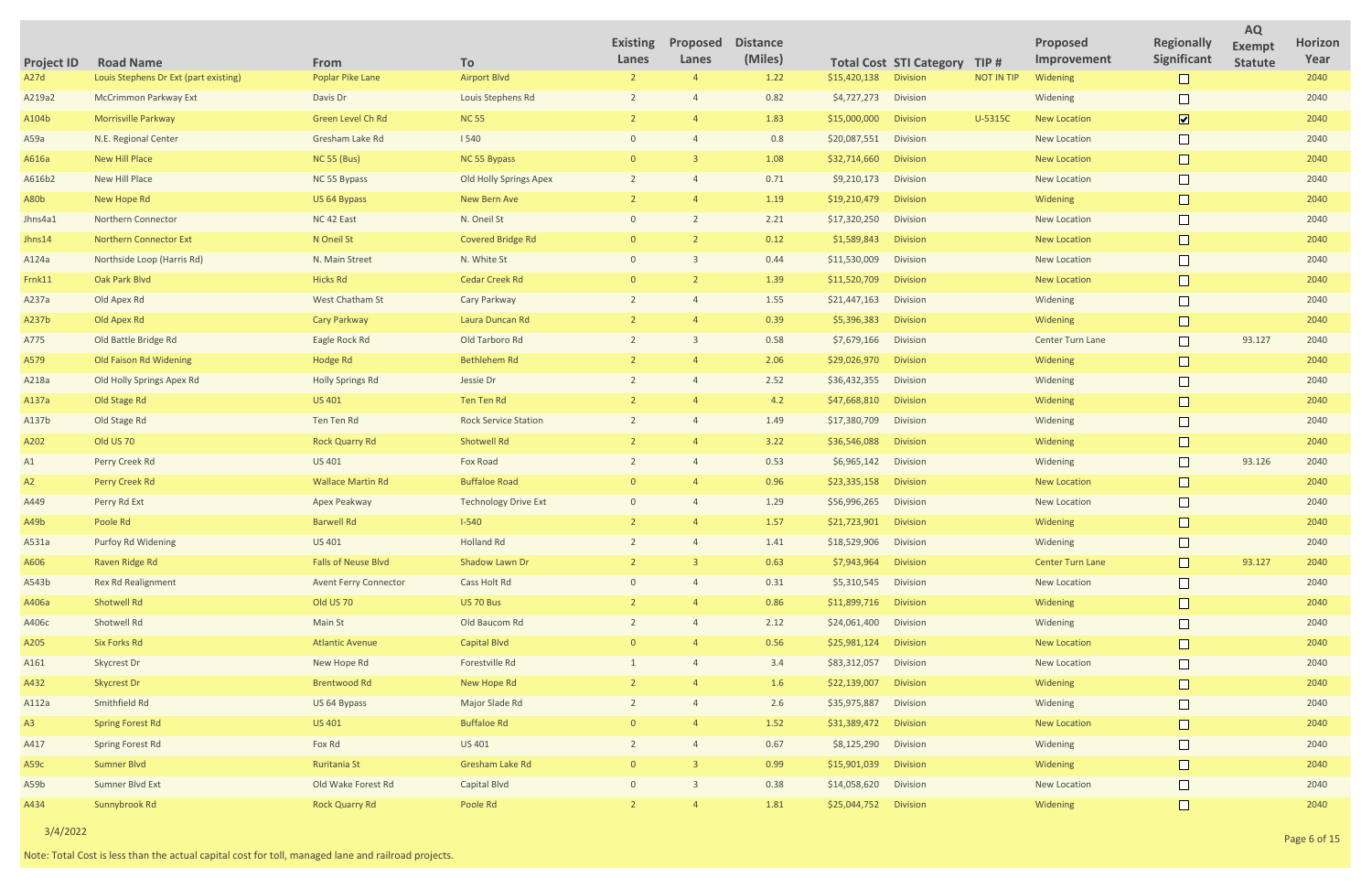| Project ID | Road Name | From | To | Existing Lanes | Proposed Lanes | Distance (Miles) | Total Cost | STI Category | TIP # | Proposed Improvement | Regionally Significant | AQ Exempt Statute | Horizon Year |
|---|---|---|---|---|---|---|---|---|---|---|---|---|---|
| A27d | Louis Stephens Dr Ext (part existing) | Poplar Pike Lane | Airport Blvd | 2 | 4 | 1.22 | $15,420,138 | Division | NOT IN TIP | Widening | ☐ | | 2040 |
| A219a2 | McCrimmon Parkway Ext | Davis Dr | Louis Stephens Rd | 2 | 4 | 0.82 | $4,727,273 | Division | | Widening | ☐ | | 2040 |
| A104b | Morrisville Parkway | Green Level Ch Rd | NC 55 | 2 | 4 | 1.83 | $15,000,000 | Division | U-5315C | New Location | ☑ | | 2040 |
| A59a | N.E. Regional Center | Gresham Lake Rd | I 540 | 0 | 4 | 0.8 | $20,087,551 | Division | | New Location | ☐ | | 2040 |
| A616a | New Hill Place | NC 55 (Bus) | NC 55 Bypass | 0 | 3 | 1.08 | $32,714,660 | Division | | New Location | ☐ | | 2040 |
| A616b2 | New Hill Place | NC 55 Bypass | Old Holly Springs Apex | 2 | 4 | 0.71 | $9,210,173 | Division | | New Location | ☐ | | 2040 |
| A80b | New Hope Rd | US 64 Bypass | New Bern Ave | 2 | 4 | 1.19 | $19,210,479 | Division | | Widening | ☐ | | 2040 |
| Jhns4a1 | Northern Connector | NC 42 East | N. Oneil St | 0 | 2 | 2.21 | $17,320,250 | Division | | New Location | ☐ | | 2040 |
| Jhns14 | Northern Connector Ext | N Oneil St | Covered Bridge Rd | 0 | 2 | 0.12 | $1,589,843 | Division | | New Location | ☐ | | 2040 |
| A124a | Northside Loop (Harris Rd) | N. Main Street | N. White St | 0 | 3 | 0.44 | $11,530,009 | Division | | New Location | ☐ | | 2040 |
| Frnk11 | Oak Park Blvd | Hicks Rd | Cedar Creek Rd | 0 | 2 | 1.39 | $11,520,709 | Division | | New Location | ☐ | | 2040 |
| A237a | Old Apex Rd | West Chatham St | Cary Parkway | 2 | 4 | 1.55 | $21,447,163 | Division | | Widening | ☐ | | 2040 |
| A237b | Old Apex Rd | Cary Parkway | Laura Duncan Rd | 2 | 4 | 0.39 | $5,396,383 | Division | | Widening | ☐ | | 2040 |
| A775 | Old Battle Bridge Rd | Eagle Rock Rd | Old Tarboro Rd | 2 | 3 | 0.58 | $7,679,166 | Division | | Center Turn Lane | ☐ | 93.127 | 2040 |
| A579 | Old Faison Rd Widening | Hodge Rd | Bethlehem Rd | 2 | 4 | 2.06 | $29,026,970 | Division | | Widening | ☐ | | 2040 |
| A218a | Old Holly Springs Apex Rd | Holly Springs Rd | Jessie Dr | 2 | 4 | 2.52 | $36,432,355 | Division | | Widening | ☐ | | 2040 |
| A137a | Old Stage Rd | US 401 | Ten Ten Rd | 2 | 4 | 4.2 | $47,668,810 | Division | | Widening | ☐ | | 2040 |
| A137b | Old Stage Rd | Ten Ten Rd | Rock Service Station | 2 | 4 | 1.49 | $17,380,709 | Division | | Widening | ☐ | | 2040 |
| A202 | Old US 70 | Rock Quarry Rd | Shotwell Rd | 2 | 4 | 3.22 | $36,546,088 | Division | | Widening | ☐ | | 2040 |
| A1 | Perry Creek Rd | US 401 | Fox Road | 2 | 4 | 0.53 | $6,965,142 | Division | | Widening | ☐ | 93.126 | 2040 |
| A2 | Perry Creek Rd | Wallace Martin Rd | Buffaloe Road | 0 | 4 | 0.96 | $23,335,158 | Division | | New Location | ☐ | | 2040 |
| A449 | Perry Rd Ext | Apex Peakway | Technology Drive Ext | 0 | 4 | 1.29 | $56,996,265 | Division | | New Location | ☐ | | 2040 |
| A49b | Poole Rd | Barwell Rd | I-540 | 2 | 4 | 1.57 | $21,723,901 | Division | | Widening | ☐ | | 2040 |
| A531a | Purfoy Rd Widening | US 401 | Holland Rd | 2 | 4 | 1.41 | $18,529,906 | Division | | Widening | ☐ | | 2040 |
| A606 | Raven Ridge Rd | Falls of Neuse Blvd | Shadow Lawn Dr | 2 | 3 | 0.63 | $7,943,964 | Division | | Center Turn Lane | ☐ | 93.127 | 2040 |
| A543b | Rex Rd Realignment | Avent Ferry Connector | Cass Holt Rd | 0 | 4 | 0.31 | $5,310,545 | Division | | New Location | ☐ | | 2040 |
| A406a | Shotwell Rd | Old US 70 | US 70 Bus | 2 | 4 | 0.86 | $11,899,716 | Division | | Widening | ☐ | | 2040 |
| A406c | Shotwell Rd | Main St | Old Baucom Rd | 2 | 4 | 2.12 | $24,061,400 | Division | | Widening | ☐ | | 2040 |
| A205 | Six Forks Rd | Atlantic Avenue | Capital Blvd | 0 | 4 | 0.56 | $25,981,124 | Division | | New Location | ☐ | | 2040 |
| A161 | Skycrest Dr | New Hope Rd | Forestville Rd | 1 | 4 | 3.4 | $83,312,057 | Division | | New Location | ☐ | | 2040 |
| A432 | Skycrest Dr | Brentwood Rd | New Hope Rd | 2 | 4 | 1.6 | $22,139,007 | Division | | Widening | ☐ | | 2040 |
| A112a | Smithfield Rd | US 64 Bypass | Major Slade Rd | 2 | 4 | 2.6 | $35,975,887 | Division | | Widening | ☐ | | 2040 |
| A3 | Spring Forest Rd | US 401 | Buffaloe Rd | 0 | 4 | 1.52 | $31,389,472 | Division | | New Location | ☐ | | 2040 |
| A417 | Spring Forest Rd | Fox Rd | US 401 | 2 | 4 | 0.67 | $8,125,290 | Division | | Widening | ☐ | | 2040 |
| A59c | Sumner Blvd | Ruritania St | Gresham Lake Rd | 0 | 3 | 0.99 | $15,901,039 | Division | | Widening | ☐ | | 2040 |
| A59b | Sumner Blvd Ext | Old Wake Forest Rd | Capital Blvd | 0 | 3 | 0.38 | $14,058,620 | Division | | New Location | ☐ | | 2040 |
| A434 | Sunnybrook Rd | Rock Quarry Rd | Poole Rd | 2 | 4 | 1.81 | $25,044,752 | Division | | Widening | ☐ | | 2040 |

3/4/2022

Note: Total Cost is less than the actual capital cost for toll, managed lane and railroad projects.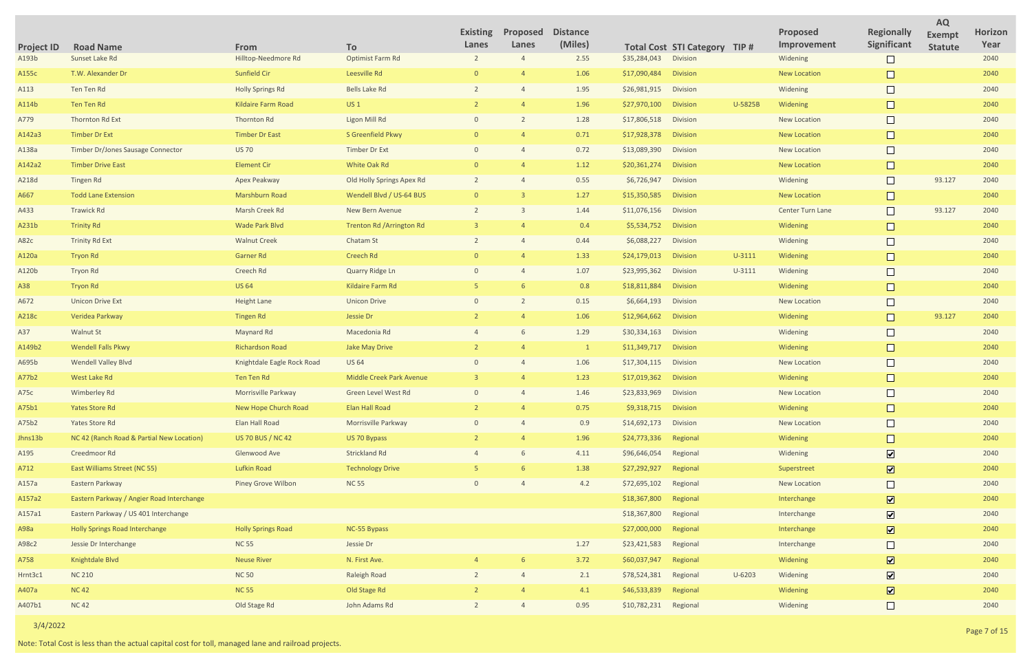| Project ID | Road Name | From | To | Existing Lanes | Proposed Lanes | Distance (Miles) | Total Cost | STI Category | TIP # | Proposed Improvement | Regionally Significant | AQ Exempt Statute | Horizon Year |
|---|---|---|---|---|---|---|---|---|---|---|---|---|---|
| A193b | Sunset Lake Rd | Hilltop-Needmore Rd | Optimist Farm Rd | 2 | 4 | 2.55 | $35,284,043 | Division | | Widening | ☐ | | 2040 |
| A155c | T.W. Alexander Dr | Sunfield Cir | Leesville Rd | 0 | 4 | 1.06 | $17,090,484 | Division | | New Location | ☐ | | 2040 |
| A113 | Ten Ten Rd | Holly Springs Rd | Bells Lake Rd | 2 | 4 | 1.95 | $26,981,915 | Division | | Widening | ☐ | | 2040 |
| A114b | Ten Ten Rd | Kildaire Farm Road | US 1 | 2 | 4 | 1.96 | $27,970,100 | Division | U-5825B | Widening | ☐ | | 2040 |
| A779 | Thornton Rd Ext | Thornton Rd | Ligon Mill Rd | 0 | 2 | 1.28 | $17,806,518 | Division | | New Location | ☐ | | 2040 |
| A142a3 | Timber Dr Ext | Timber Dr East | S Greenfield Pkwy | 0 | 4 | 0.71 | $17,928,378 | Division | | New Location | ☐ | | 2040 |
| A138a | Timber Dr/Jones Sausage Connector | US 70 | Timber Dr Ext | 0 | 4 | 0.72 | $13,089,390 | Division | | New Location | ☐ | | 2040 |
| A142a2 | Timber Drive East | Element Cir | White Oak Rd | 0 | 4 | 1.12 | $20,361,274 | Division | | New Location | ☐ | | 2040 |
| A218d | Tingen Rd | Apex Peakway | Old Holly Springs Apex Rd | 2 | 4 | 0.55 | $6,726,947 | Division | | Widening | ☐ | 93.127 | 2040 |
| A667 | Todd Lane Extension | Marshburn Road | Wendell Blvd / US-64 BUS | 0 | 3 | 1.27 | $15,350,585 | Division | | New Location | ☐ | | 2040 |
| A433 | Trawick Rd | Marsh Creek Rd | New Bern Avenue | 2 | 3 | 1.44 | $11,076,156 | Division | | Center Turn Lane | ☐ | 93.127 | 2040 |
| A231b | Trinity Rd | Wade Park Blvd | Trenton Rd /Arrington Rd | 3 | 4 | 0.4 | $5,534,752 | Division | | Widening | ☐ | | 2040 |
| A82c | Trinity Rd Ext | Walnut Creek | Chatam St | 2 | 4 | 0.44 | $6,088,227 | Division | | Widening | ☐ | | 2040 |
| A120a | Tryon Rd | Garner Rd | Creech Rd | 0 | 4 | 1.33 | $24,179,013 | Division | U-3111 | Widening | ☐ | | 2040 |
| A120b | Tryon Rd | Creech Rd | Quarry Ridge Ln | 0 | 4 | 1.07 | $23,995,362 | Division | U-3111 | Widening | ☐ | | 2040 |
| A38 | Tryon Rd | US 64 | Kildaire Farm Rd | 5 | 6 | 0.8 | $18,811,884 | Division | | Widening | ☐ | | 2040 |
| A672 | Unicon Drive Ext | Height Lane | Unicon Drive | 0 | 2 | 0.15 | $6,664,193 | Division | | New Location | ☐ | | 2040 |
| A218c | Veridea Parkway | Tingen Rd | Jessie Dr | 2 | 4 | 1.06 | $12,964,662 | Division | | Widening | ☐ | 93.127 | 2040 |
| A37 | Walnut St | Maynard Rd | Macedonia Rd | 4 | 6 | 1.29 | $30,334,163 | Division | | Widening | ☐ | | 2040 |
| A149b2 | Wendell Falls Pkwy | Richardson Road | Jake May Drive | 2 | 4 | 1 | $11,349,717 | Division | | Widening | ☐ | | 2040 |
| A695b | Wendell Valley Blvd | Knightdale Eagle Rock Road | US 64 | 0 | 4 | 1.06 | $17,304,115 | Division | | New Location | ☐ | | 2040 |
| A77b2 | West Lake Rd | Ten Ten Rd | Middle Creek Park Avenue | 3 | 4 | 1.23 | $17,019,362 | Division | | Widening | ☐ | | 2040 |
| A75c | Wimberley Rd | Morrisville Parkway | Green Level West Rd | 0 | 4 | 1.46 | $23,833,969 | Division | | New Location | ☐ | | 2040 |
| A75b1 | Yates Store Rd | New Hope Church Road | Elan Hall Road | 2 | 4 | 0.75 | $9,318,715 | Division | | Widening | ☐ | | 2040 |
| A75b2 | Yates Store Rd | Elan Hall Road | Morrisville Parkway | 0 | 4 | 0.9 | $14,692,173 | Division | | New Location | ☐ | | 2040 |
| Jhns13b | NC 42 (Ranch Road & Partial New Location) | US 70 BUS / NC 42 | US 70 Bypass | 2 | 4 | 1.96 | $24,773,336 | Regional | | Widening | ☐ | | 2040 |
| A195 | Creedmoor Rd | Glenwood Ave | Strickland Rd | 4 | 6 | 4.11 | $96,646,054 | Regional | | Widening | ☑ | | 2040 |
| A712 | East Williams Street (NC 55) | Lufkin Road | Technology Drive | 5 | 6 | 1.38 | $27,292,927 | Regional | | Superstreet | ☑ | | 2040 |
| A157a | Eastern Parkway | Piney Grove Wilbon | NC 55 | 0 | 4 | 4.2 | $72,695,102 | Regional | | New Location | ☐ | | 2040 |
| A157a2 | Eastern Parkway / Angier Road Interchange | | | | | | $18,367,800 | Regional | | Interchange | ☑ | | 2040 |
| A157a1 | Eastern Parkway / US 401 Interchange | | | | | | $18,367,800 | Regional | | Interchange | ☑ | | 2040 |
| A98a | Holly Springs Road Interchange | Holly Springs Road | NC-55 Bypass | | | | $27,000,000 | Regional | | Interchange | ☑ | | 2040 |
| A98c2 | Jessie Dr Interchange | NC 55 | Jessie Dr | | | 1.27 | $23,421,583 | Regional | | Interchange | ☐ | | 2040 |
| A758 | Knightdale Blvd | Neuse River | N. First Ave. | 4 | 6 | 3.72 | $60,037,947 | Regional | | Widening | ☑ | | 2040 |
| Hrnt3c1 | NC 210 | NC 50 | Raleigh Road | 2 | 4 | 2.1 | $78,524,381 | Regional | U-6203 | Widening | ☑ | | 2040 |
| A407a | NC 42 | NC 55 | Old Stage Rd | 2 | 4 | 4.1 | $46,533,839 | Regional | | Widening | ☑ | | 2040 |
| A407b1 | NC 42 | Old Stage Rd | John Adams Rd | 2 | 4 | 0.95 | $10,782,231 | Regional | | Widening | ☐ | | 2040 |

3/4/2022

Note: Total Cost is less than the actual capital cost for toll, managed lane and railroad projects.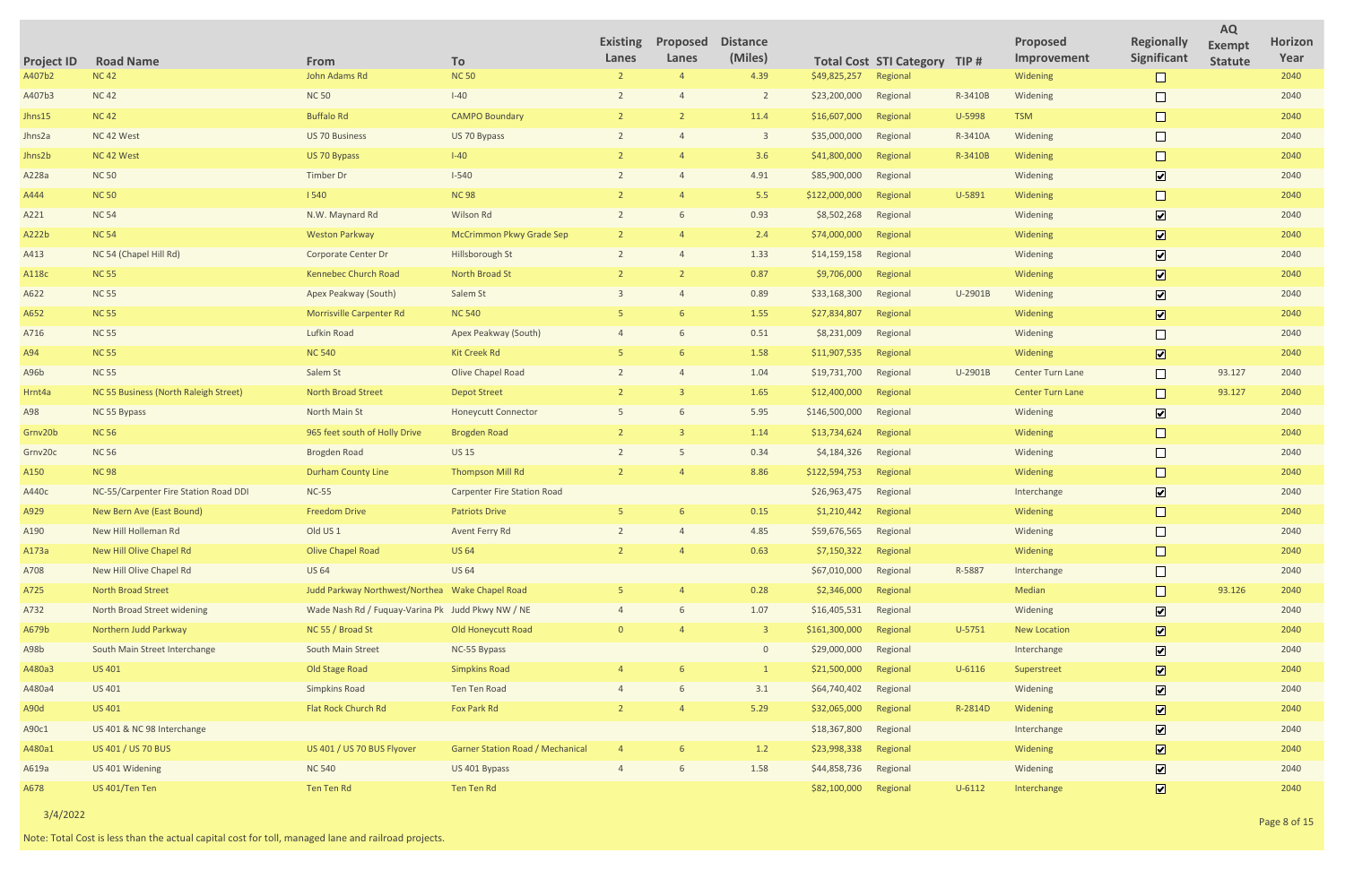| Project ID | Road Name | From | To | Existing Lanes | Proposed Lanes | Distance (Miles) | Total Cost | STI Category | TIP # | Proposed Improvement | Regionally Significant | AQ Exempt Statute | Horizon Year |
|---|---|---|---|---|---|---|---|---|---|---|---|---|---|
| A407b2 | NC 42 | John Adams Rd | NC 50 | 2 | 4 | 4.39 | $49,825,257 | Regional | | Widening | ☐ | | 2040 |
| A407b3 | NC 42 | NC 50 | I-40 | 2 | 4 | 2 | $23,200,000 | Regional | R-3410B | Widening | ☐ | | 2040 |
| Jhns15 | NC 42 | Buffalo Rd | CAMPO Boundary | 2 | 2 | 11.4 | $16,607,000 | Regional | U-5998 | TSM | ☐ | | 2040 |
| Jhns2a | NC 42 West | US 70 Business | US 70 Bypass | 2 | 4 | 3 | $35,000,000 | Regional | R-3410A | Widening | ☐ | | 2040 |
| Jhns2b | NC 42 West | US 70 Bypass | I-40 | 2 | 4 | 3.6 | $41,800,000 | Regional | R-3410B | Widening | ☐ | | 2040 |
| A228a | NC 50 | Timber Dr | I-540 | 2 | 4 | 4.91 | $85,900,000 | Regional | | Widening | ☑ | | 2040 |
| A444 | NC 50 | I 540 | NC 98 | 2 | 4 | 5.5 | $122,000,000 | Regional | U-5891 | Widening | ☐ | | 2040 |
| A221 | NC 54 | N.W. Maynard Rd | Wilson Rd | 2 | 6 | 0.93 | $8,502,268 | Regional | | Widening | ☑ | | 2040 |
| A222b | NC 54 | Weston Parkway | McCrimmon Pkwy Grade Sep | 2 | 4 | 2.4 | $74,000,000 | Regional | | Widening | ☑ | | 2040 |
| A413 | NC 54 (Chapel Hill Rd) | Corporate Center Dr | Hillsborough St | 2 | 4 | 1.33 | $14,159,158 | Regional | | Widening | ☑ | | 2040 |
| A118c | NC 55 | Kennebec Church Road | North Broad St | 2 | 2 | 0.87 | $9,706,000 | Regional | | Widening | ☑ | | 2040 |
| A622 | NC 55 | Apex Peakway (South) | Salem St | 3 | 4 | 0.89 | $33,168,300 | Regional | U-2901B | Widening | ☑ | | 2040 |
| A652 | NC 55 | Morrisville Carpenter Rd | NC 540 | 5 | 6 | 1.55 | $27,834,807 | Regional | | Widening | ☑ | | 2040 |
| A716 | NC 55 | Lufkin Road | Apex Peakway (South) | 4 | 6 | 0.51 | $8,231,009 | Regional | | Widening | ☐ | | 2040 |
| A94 | NC 55 | NC 540 | Kit Creek Rd | 5 | 6 | 1.58 | $11,907,535 | Regional | | Widening | ☑ | | 2040 |
| A96b | NC 55 | Salem St | Olive Chapel Road | 2 | 4 | 1.04 | $19,731,700 | Regional | U-2901B | Center Turn Lane | ☐ | 93.127 | 2040 |
| Hrnt4a | NC 55 Business (North Raleigh Street) | North Broad Street | Depot Street | 2 | 3 | 1.65 | $12,400,000 | Regional | | Center Turn Lane | ☐ | 93.127 | 2040 |
| A98 | NC 55 Bypass | North Main St | Honeycutt Connector | 5 | 6 | 5.95 | $146,500,000 | Regional | | Widening | ☑ | | 2040 |
| Grnv20b | NC 56 | 965 feet south of Holly Drive | Brogden Road | 2 | 3 | 1.14 | $13,734,624 | Regional | | Widening | ☐ | | 2040 |
| Grnv20c | NC 56 | Brogden Road | US 15 | 2 | 5 | 0.34 | $4,184,326 | Regional | | Widening | ☐ | | 2040 |
| A150 | NC 98 | Durham County Line | Thompson Mill Rd | 2 | 4 | 8.86 | $122,594,753 | Regional | | Widening | ☐ | | 2040 |
| A440c | NC-55/Carpenter Fire Station Road DDI | NC-55 | Carpenter Fire Station Road | | | | $26,963,475 | Regional | | Interchange | ☑ | | 2040 |
| A929 | New Bern Ave (East Bound) | Freedom Drive | Patriots Drive | 5 | 6 | 0.15 | $1,210,442 | Regional | | Widening | ☐ | | 2040 |
| A190 | New Hill Holleman Rd | Old US 1 | Avent Ferry Rd | 2 | 4 | 4.85 | $59,676,565 | Regional | | Widening | ☐ | | 2040 |
| A173a | New Hill Olive Chapel Rd | Olive Chapel Road | US 64 | 2 | 4 | 0.63 | $7,150,322 | Regional | | Widening | ☐ | | 2040 |
| A708 | New Hill Olive Chapel Rd | US 64 | US 64 | | | | $67,010,000 | Regional | R-5887 | Interchange | ☐ | | 2040 |
| A725 | North Broad Street | Judd Parkway Northwest/Northea | Wake Chapel Road | 5 | 4 | 0.28 | $2,346,000 | Regional | | Median | ☐ | 93.126 | 2040 |
| A732 | North Broad Street widening | Wade Nash Rd / Fuquay-Varina Pk | Judd Pkwy NW / NE | 4 | 6 | 1.07 | $16,405,531 | Regional | | Widening | ☑ | | 2040 |
| A679b | Northern Judd Parkway | NC 55 / Broad St | Old Honeycutt Road | 0 | 4 | 3 | $161,300,000 | Regional | U-5751 | New Location | ☑ | | 2040 |
| A98b | South Main Street Interchange | South Main Street | NC-55 Bypass | | | 0 | $29,000,000 | Regional | | Interchange | ☑ | | 2040 |
| A480a3 | US 401 | Old Stage Road | Simpkins Road | 4 | 6 | 1 | $21,500,000 | Regional | U-6116 | Superstreet | ☑ | | 2040 |
| A480a4 | US 401 | Simpkins Road | Ten Ten Road | 4 | 6 | 3.1 | $64,740,402 | Regional | | Widening | ☑ | | 2040 |
| A90d | US 401 | Flat Rock Church Rd | Fox Park Rd | 2 | 4 | 5.29 | $32,065,000 | Regional | R-2814D | Widening | ☑ | | 2040 |
| A90c1 | US 401 & NC 98 Interchange | | | | | | $18,367,800 | Regional | | Interchange | ☑ | | 2040 |
| A480a1 | US 401 / US 70 BUS | US 401 / US 70 BUS Flyover | Garner Station Road / Mechanical | 4 | 6 | 1.2 | $23,998,338 | Regional | | Widening | ☑ | | 2040 |
| A619a | US 401 Widening | NC 540 | US 401 Bypass | 4 | 6 | 1.58 | $44,858,736 | Regional | | Widening | ☑ | | 2040 |
| A678 | US 401/Ten Ten | Ten Ten Rd | Ten Ten Rd | | | | $82,100,000 | Regional | U-6112 | Interchange | ☑ | | 2040 |

3/4/2022

Note: Total Cost is less than the actual capital cost for toll, managed lane and railroad projects.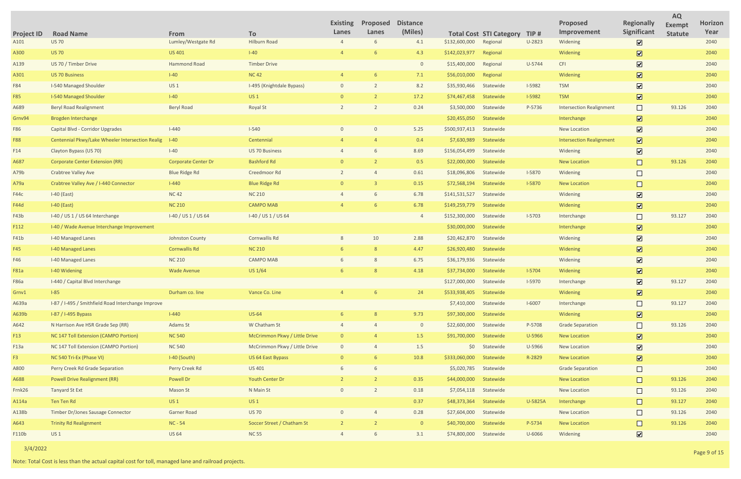| Project ID | Road Name | From | To | Existing Lanes | Proposed Lanes | Distance (Miles) | Total Cost | STI Category | TIP # | Proposed Improvement | Regionally Significant | AQ Exempt Statute | Horizon Year |
|---|---|---|---|---|---|---|---|---|---|---|---|---|---|
| A101 | US 70 | Lumley/Westgate Rd | Hilburn Road | 4 | 6 | 4.1 | $132,600,000 | Regional | U-2823 | Widening | ☑ | | 2040 |
| A300 | US 70 | US 401 | I-40 | 4 | 6 | 4.3 | $142,023,977 | Regional | | Widening | ☑ | | 2040 |
| A139 | US 70 / Timber Drive | Hammond Road | Timber Drive | | | 0 | $15,400,000 | Regional | U-5744 | CFI | ☑ | | 2040 |
| A301 | US 70 Business | I-40 | NC 42 | 4 | 6 | 7.1 | $56,010,000 | Regional | | Widening | ☑ | | 2040 |
| F84 | I-540 Managed Shoulder | US 1 | I-495 (Knightdale Bypass) | 0 | 2 | 8.2 | $35,930,466 | Statewide | I-5982 | TSM | ☑ | | 2040 |
| F85 | I-540 Managed Shoulder | I-40 | US 1 | 0 | 2 | 17.2 | $74,467,458 | Statewide | I-5982 | TSM | ☑ | | 2040 |
| A689 | Beryl Road Realignment | Beryl Road | Royal St | 2 | 2 | 0.24 | $3,500,000 | Statewide | P-5736 | Intersection Realignment | ☐ | 93.126 | 2040 |
| Grnv94 | Brogden Interchange | | | | | | $20,455,050 | Statewide | | Interchange | ☑ | | 2040 |
| F86 | Capital Blvd - Corridor Upgrades | I-440 | I-540 | 0 | 0 | 5.25 | $500,937,413 | Statewide | | New Location | ☑ | | 2040 |
| F88 | Centennial Pkwy/Lake Wheeler Intersection Realig | I-40 | Centennial | 4 | 4 | 0.4 | $7,630,989 | Statewide | | Intersection Realignment | ☑ | | 2040 |
| F14 | Clayton Bypass (US 70) | I-40 | US 70 Business | 4 | 6 | 8.69 | $156,054,499 | Statewide | | Widening | ☑ | | 2040 |
| A687 | Corporate Center Extension (RR) | Corporate Center Dr | Bashford Rd | 0 | 2 | 0.5 | $22,000,000 | Statewide | | New Location | ☐ | 93.126 | 2040 |
| A79b | Crabtree Valley Ave | Blue Ridge Rd | Creedmoor Rd | 2 | 4 | 0.61 | $18,096,806 | Statewide | I-5870 | Widening | ☐ | | 2040 |
| A79a | Crabtree Valley Ave / I-440 Connector | I-440 | Blue Ridge Rd | 0 | 3 | 0.15 | $72,568,194 | Statewide | I-5870 | New Location | ☐ | | 2040 |
| F44c | I-40 (East) | NC 42 | NC 210 | 4 | 6 | 6.78 | $141,531,527 | Statewide | | Widening | ☑ | | 2040 |
| F44d | I-40 (East) | NC 210 | CAMPO MAB | 4 | 6 | 6.78 | $149,259,779 | Statewide | | Widening | ☑ | | 2040 |
| F43b | I-40 / US 1 / US 64 Interchange | I-40 / US 1 / US 64 | I-40 / US 1 / US 64 | | | 4 | $152,300,000 | Statewide | I-5703 | Interchange | ☐ | 93.127 | 2040 |
| F112 | I-40 / Wade Avenue Interchange Improvement | | | | | | $30,000,000 | Statewide | | Interchange | ☑ | | 2040 |
| F41b | I-40 Managed Lanes | Johnston County | Cornwallis Rd | 8 | 10 | 2.88 | $20,462,870 | Statewide | | Widening | ☑ | | 2040 |
| F45 | I-40 Managed Lanes | Cornwallis Rd | NC 210 | 6 | 8 | 4.47 | $26,920,480 | Statewide | | Widening | ☑ | | 2040 |
| F46 | I-40 Managed Lanes | NC 210 | CAMPO MAB | 6 | 8 | 6.75 | $36,179,936 | Statewide | | Widening | ☑ | | 2040 |
| F81a | I-40 Widening | Wade Avenue | US 1/64 | 6 | 8 | 4.18 | $37,734,000 | Statewide | I-5704 | Widening | ☑ | | 2040 |
| F86a | I-440 / Capital Blvd Interchange | | | | | | $127,000,000 | Statewide | I-5970 | Interchange | ☑ | 93.127 | 2040 |
| Grnv1 | I-85 | Durham co. line | Vance Co. Line | 4 | 6 | 24 | $533,938,405 | Statewide | | Widening | ☑ | | 2040 |
| A639a | I-87 / I-495 / Smithfield Road Interchange Improve | | | | | | $7,410,000 | Statewide | I-6007 | Interchange | ☐ | 93.127 | 2040 |
| A639b | I-87 / I-495 Bypass | I-440 | US-64 | 6 | 8 | 9.73 | $97,300,000 | Statewide | | Widening | ☑ | | 2040 |
| A642 | N Harrison Ave HSR Grade Sep (RR) | Adams St | W Chatham St | 4 | 4 | 0 | $22,600,000 | Statewide | P-5708 | Grade Separation | ☐ | 93.126 | 2040 |
| F13 | NC 147 Toll Extension (CAMPO Portion) | NC 540 | McCrimmon Pkwy / Little Drive | 0 | 4 | 1.5 | $91,700,000 | Statewide | U-5966 | New Location | ☑ | | 2040 |
| F13a | NC 147 Toll Extension (CAMPO Portion) | NC 540 | McCrimmon Pkwy / Little Drive | 0 | 4 | 1.5 | $0 | Statewide | U-5966 | New Location | ☑ | | 2040 |
| F3 | NC 540 Tri-Ex (Phase VI) | I-40 (South) | US 64 East Bypass | 0 | 6 | 10.8 | $333,060,000 | Statewide | R-2829 | New Location | ☑ | | 2040 |
| A800 | Perry Creek Rd Grade Separation | Perry Creek Rd | US 401 | 6 | 6 | | $5,020,785 | Statewide | | Grade Separation | ☐ | | 2040 |
| A688 | Powell Drive Realignment (RR) | Powell Dr | Youth Center Dr | 2 | 2 | 0.35 | $44,000,000 | Statewide | | New Location | ☐ | 93.126 | 2040 |
| Frnk26 | Tanyard St Ext | Mason St | N Main St | 0 | 2 | 0.18 | $7,054,118 | Statewide | | New Location | ☐ | 93.126 | 2040 |
| A114a | Ten Ten Rd | US 1 | US 1 | | | 0.37 | $48,373,364 | Statewide | U-5825A | Interchange | ☐ | 93.127 | 2040 |
| A138b | Timber Dr/Jones Sausage Connector | Garner Road | US 70 | 0 | 4 | 0.28 | $27,604,000 | Statewide | | New Location | ☐ | 93.126 | 2040 |
| A643 | Trinity Rd Realignment | NC - 54 | Soccer Street / Chatham St | 2 | 2 | 0 | $40,700,000 | Statewide | P-5734 | New Location | ☐ | 93.126 | 2040 |
| F110b | US 1 | US 64 | NC 55 | 4 | 6 | 3.1 | $74,800,000 | Statewide | U-6066 | Widening | ☑ | | 2040 |

3/4/2022

Note: Total Cost is less than the actual capital cost for toll, managed lane and railroad projects.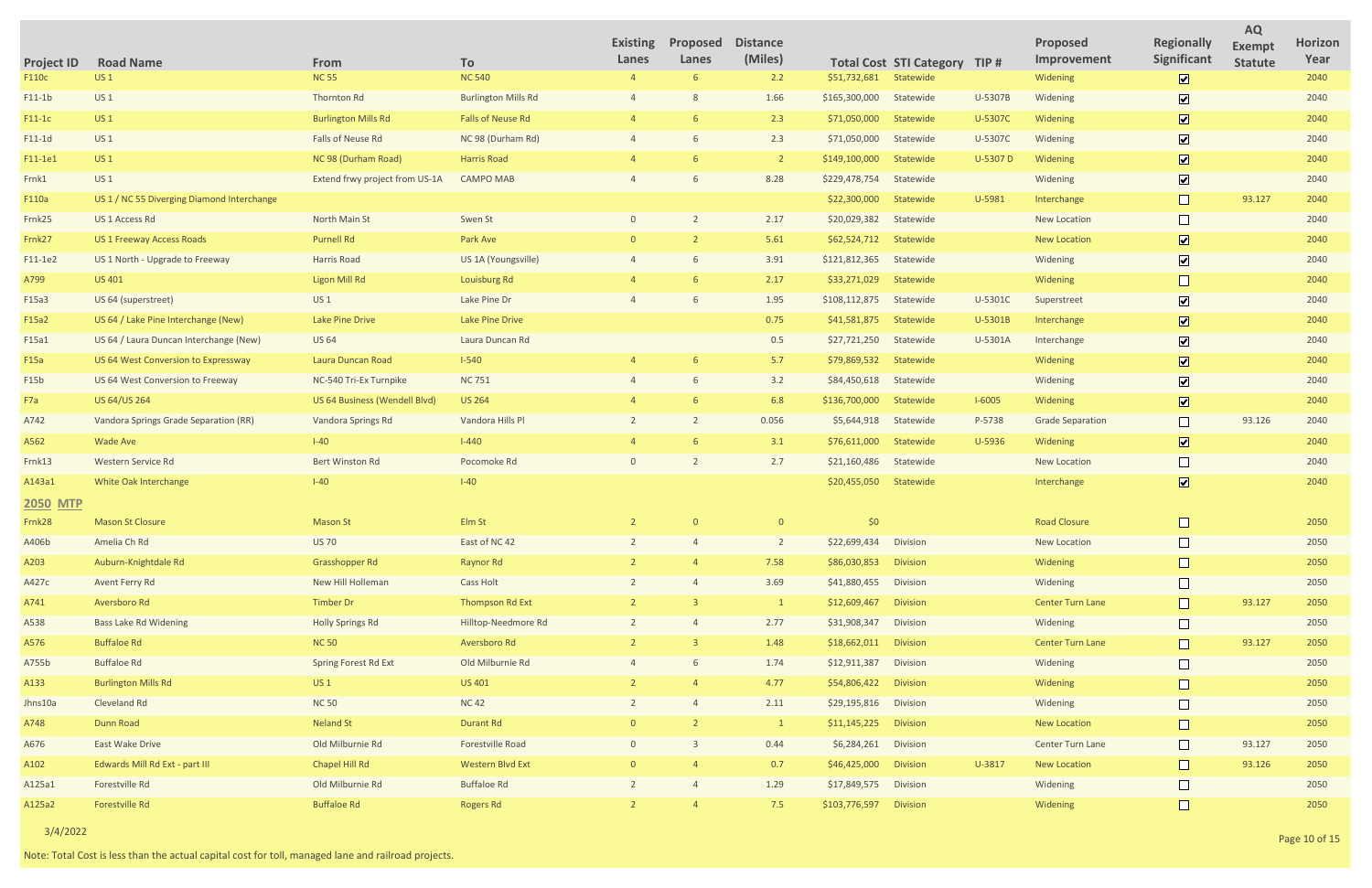| Project ID | Road Name | From | To | Existing Lanes | Proposed Lanes | Distance (Miles) | Total Cost | STI Category | TIP # | Proposed Improvement | Regionally Significant | AQ Exempt Statute | Horizon Year |
|---|---|---|---|---|---|---|---|---|---|---|---|---|---|
| F110c | US 1 | NC 55 | NC 540 | 4 | 6 | 2.2 | $51,732,681 | Statewide | | Widening | ☑ | | 2040 |
| F11-1b | US 1 | Thornton Rd | Burlington Mills Rd | 4 | 8 | 1.66 | $165,300,000 | Statewide | U-5307B | Widening | ☑ | | 2040 |
| F11-1c | US 1 | Burlington Mills Rd | Falls of Neuse Rd | 4 | 6 | 2.3 | $71,050,000 | Statewide | U-5307C | Widening | ☑ | | 2040 |
| F11-1d | US 1 | Falls of Neuse Rd | NC 98 (Durham Rd) | 4 | 6 | 2.3 | $71,050,000 | Statewide | U-5307C | Widening | ☑ | | 2040 |
| F11-1e1 | US 1 | NC 98 (Durham Road) | Harris Road | 4 | 6 | 2 | $149,100,000 | Statewide | U-5307 D | Widening | ☑ | | 2040 |
| Frnk1 | US 1 | Extend frwy project from US-1A | CAMPO MAB | 4 | 6 | 8.28 | $229,478,754 | Statewide | | Widening | ☑ | | 2040 |
| F110a | US 1 / NC 55 Diverging Diamond Interchange | | | | | | $22,300,000 | Statewide | U-5981 | Interchange | ☐ | 93.127 | 2040 |
| Frnk25 | US 1 Access Rd | North Main St | Swen St | 0 | 2 | 2.17 | $20,029,382 | Statewide | | New Location | ☐ | | 2040 |
| Frnk27 | US 1 Freeway Access Roads | Purnell Rd | Park Ave | 0 | 2 | 5.61 | $62,524,712 | Statewide | | New Location | ☑ | | 2040 |
| F11-1e2 | US 1 North - Upgrade to Freeway | Harris Road | US 1A (Youngsville) | 4 | 6 | 3.91 | $121,812,365 | Statewide | | Widening | ☑ | | 2040 |
| A799 | US 401 | Ligon Mill Rd | Louisburg Rd | 4 | 6 | 2.17 | $33,271,029 | Statewide | | Widening | ☐ | | 2040 |
| F15a3 | US 64 (superstreet) | US 1 | Lake Pine Dr | 4 | 6 | 1.95 | $108,112,875 | Statewide | U-5301C | Superstreet | ☑ | | 2040 |
| F15a2 | US 64 / Lake Pine Interchange (New) | Lake Pine Drive | Lake Pine Drive | | | 0.75 | $41,581,875 | Statewide | U-5301B | Interchange | ☑ | | 2040 |
| F15a1 | US 64 / Laura Duncan Interchange (New) | US 64 | Laura Duncan Rd | | | 0.5 | $27,721,250 | Statewide | U-5301A | Interchange | ☑ | | 2040 |
| F15a | US 64 West Conversion to Expressway | Laura Duncan Road | I-540 | 4 | 6 | 5.7 | $79,869,532 | Statewide | | Widening | ☑ | | 2040 |
| F15b | US 64 West Conversion to Freeway | NC-540 Tri-Ex Turnpike | NC 751 | 4 | 6 | 3.2 | $84,450,618 | Statewide | | Widening | ☑ | | 2040 |
| F7a | US 64/US 264 | US 64 Business (Wendell Blvd) | US 264 | 4 | 6 | 6.8 | $136,700,000 | Statewide | I-6005 | Widening | ☑ | | 2040 |
| A742 | Vandora Springs Grade Separation (RR) | Vandora Springs Rd | Vandora Hills Pl | 2 | 2 | 0.056 | $5,644,918 | Statewide | P-5738 | Grade Separation | ☐ | 93.126 | 2040 |
| A562 | Wade Ave | I-40 | I-440 | 4 | 6 | 3.1 | $76,611,000 | Statewide | U-5936 | Widening | ☑ | | 2040 |
| Frnk13 | Western Service Rd | Bert Winston Rd | Pocomoke Rd | 0 | 2 | 2.7 | $21,160,486 | Statewide | | New Location | ☐ | | 2040 |
| A143a1 | White Oak Interchange | I-40 | I-40 | | | | $20,455,050 | Statewide | | Interchange | ☑ | | 2040 |
| **2050 MTP** | | | | | | | | | | | | | |
| Frnk28 | Mason St Closure | Mason St | Elm St | 2 | 0 | 0 | $0 | | | Road Closure | ☐ | | 2050 |
| A406b | Amelia Ch Rd | US 70 | East of NC 42 | 2 | 4 | 2 | $22,699,434 | Division | | New Location | ☐ | | 2050 |
| A203 | Auburn-Knightdale Rd | Grasshopper Rd | Raynor Rd | 2 | 4 | 7.58 | $86,030,853 | Division | | Widening | ☐ | | 2050 |
| A427c | Avent Ferry Rd | New Hill Holleman | Cass Holt | 2 | 4 | 3.69 | $41,880,455 | Division | | Widening | ☐ | | 2050 |
| A741 | Aversboro Rd | Timber Dr | Thompson Rd Ext | 2 | 3 | 1 | $12,609,467 | Division | | Center Turn Lane | ☐ | 93.127 | 2050 |
| A538 | Bass Lake Rd Widening | Holly Springs Rd | Hilltop-Needmore Rd | 2 | 4 | 2.77 | $31,908,347 | Division | | Widening | ☐ | | 2050 |
| A576 | Buffaloe Rd | NC 50 | Aversboro Rd | 2 | 3 | 1.48 | $18,662,011 | Division | | Center Turn Lane | ☐ | 93.127 | 2050 |
| A755b | Buffaloe Rd | Spring Forest Rd Ext | Old Milburnie Rd | 4 | 6 | 1.74 | $12,911,387 | Division | | Widening | ☐ | | 2050 |
| A133 | Burlington Mills Rd | US 1 | US 401 | 2 | 4 | 4.77 | $54,806,422 | Division | | Widening | ☐ | | 2050 |
| Jhns10a | Cleveland Rd | NC 50 | NC 42 | 2 | 4 | 2.11 | $29,195,816 | Division | | Widening | ☐ | | 2050 |
| A748 | Dunn Road | Neland St | Durant Rd | 0 | 2 | 1 | $11,145,225 | Division | | New Location | ☐ | | 2050 |
| A676 | East Wake Drive | Old Milburnie Rd | Forestville Road | 0 | 3 | 0.44 | $6,284,261 | Division | | Center Turn Lane | ☐ | 93.127 | 2050 |
| A102 | Edwards Mill Rd Ext - part III | Chapel Hill Rd | Western Blvd Ext | 0 | 4 | 0.7 | $46,425,000 | Division | U-3817 | New Location | ☐ | 93.126 | 2050 |
| A125a1 | Forestville Rd | Old Milburnie Rd | Buffaloe Rd | 2 | 4 | 1.29 | $17,849,575 | Division | | Widening | ☐ | | 2050 |
| A125a2 | Forestville Rd | Buffaloe Rd | Rogers Rd | 2 | 4 | 7.5 | $103,776,597 | Division | | Widening | ☐ | | 2050 |

3/4/2022

Note: Total Cost is less than the actual capital cost for toll, managed lane and railroad projects.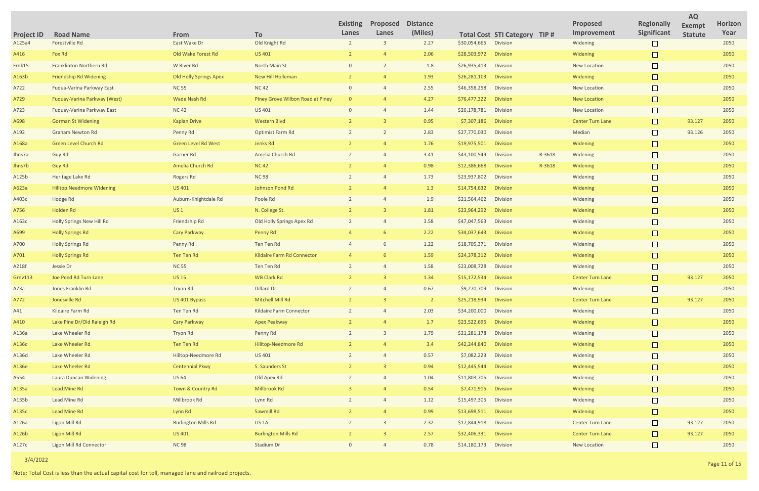| Project ID | Road Name | From | To | Existing Lanes | Proposed Lanes | Distance (Miles) | Total Cost | STI Category | TIP # | Proposed Improvement | Regionally Significant | AQ Exempt Statute | Horizon Year |
|---|---|---|---|---|---|---|---|---|---|---|---|---|---|
| A125a4 | Forestville Rd | East Wake Dr | Old Knight Rd | 2 | 3 | 2.27 | $30,054,665 | Division | | Widening | ☐ | | 2050 |
| A416 | Fox Rd | Old Wake Forest Rd | US 401 | 2 | 4 | 2.06 | $28,503,972 | Division | | Widening | ☐ | | 2050 |
| Frnk15 | Franklinton Northern Rd | W River Rd | North Main St | 0 | 2 | 1.8 | $26,935,413 | Division | | New Location | ☐ | | 2050 |
| A163b | Friendship Rd Widening | Old Holly Springs Apex | New Hill Holleman | 2 | 4 | 1.93 | $26,281,103 | Division | | Widening | ☐ | | 2050 |
| A722 | Fuqua-Varina Parkway East | NC 55 | NC 42 | 0 | 4 | 2.55 | $46,358,258 | Division | | New Location | ☐ | | 2050 |
| A729 | Fuquay-Varina Parkway (West) | Wade Nash Rd | Piney Grove Wilbon Road at Piney | 0 | 4 | 4.27 | $76,477,322 | Division | | New Location | ☐ | | 2050 |
| A723 | Fuquay-Varina Parkway East | NC 42 | US 401 | 0 | 4 | 1.44 | $26,178,781 | Division | | New Location | ☐ | | 2050 |
| A698 | Gorman St Widening | Kaplan Drive | Western Blvd | 2 | 3 | 0.95 | $7,307,186 | Division | | Center Turn Lane | ☐ | 93.127 | 2050 |
| A192 | Graham Newton Rd | Penny Rd | Optimist Farm Rd | 2 | 2 | 2.83 | $27,770,030 | Division | | Median | ☐ | 93.126 | 2050 |
| A168a | Green Level Church Rd | Green Level Rd West | Jenks Rd | 2 | 4 | 1.76 | $19,975,501 | Division | | Widening | ☐ | | 2050 |
| Jhns7a | Guy Rd | Garner Rd | Amelia Church Rd | 2 | 4 | 3.41 | $43,100,549 | Division | R-3618 | Widening | ☐ | | 2050 |
| Jhns7b | Guy Rd | Amelia Church Rd | NC 42 | 2 | 4 | 0.98 | $12,386,668 | Division | R-3618 | Widening | ☐ | | 2050 |
| A125b | Heritage Lake Rd | Rogers Rd | NC 98 | 2 | 4 | 1.73 | $23,937,802 | Division | | Widening | ☐ | | 2050 |
| A623a | Hilltop Needmore Widening | US 401 | Johnson Pond Rd | 2 | 4 | 1.3 | $14,754,632 | Division | | Widening | ☐ | | 2050 |
| A403c | Hodge Rd | Auburn-Knightdale Rd | Poole Rd | 2 | 4 | 1.9 | $21,564,462 | Division | | Widening | ☐ | | 2050 |
| A756 | Holden Rd | US 1 | N. College St. | 2 | 3 | 1.81 | $23,964,292 | Division | | Widening | ☐ | | 2050 |
| A163c | Holly Springs New Hill Rd | Friendship Rd | Old Holly Springs Apex Rd | 2 | 4 | 3.58 | $47,047,563 | Division | | Widening | ☐ | | 2050 |
| A699 | Holly Springs Rd | Cary Parkway | Penny Rd | 4 | 6 | 2.22 | $34,037,643 | Division | | Widening | ☐ | | 2050 |
| A700 | Holly Springs Rd | Penny Rd | Ten Ten Rd | 4 | 6 | 1.22 | $18,705,371 | Division | | Widening | ☐ | | 2050 |
| A701 | Holly Springs Rd | Ten Ten Rd | Kildaire Farm Rd Connector | 4 | 6 | 1.59 | $24,378,312 | Division | | Widening | ☐ | | 2050 |
| A218f | Jessie Dr | NC 55 | Ten Ten Rd | 2 | 4 | 1.58 | $23,008,728 | Division | | Widening | ☐ | | 2050 |
| Grnv113 | Joe Peed Rd Turn Lane | US 15 | WB Clark Rd | 2 | 3 | 1.34 | $15,172,534 | Division | | Center Turn Lane | ☐ | 93.127 | 2050 |
| A73a | Jones Franklin Rd | Tryon Rd | Dillard Dr | 2 | 4 | 0.67 | $9,270,709 | Division | | Widening | ☐ | | 2050 |
| A772 | Jonesville Rd | US 401 Bypass | Mitchell Mill Rd | 2 | 3 | 2 | $25,218,934 | Division | | Center Turn Lane | ☐ | 93.127 | 2050 |
| A41 | Kildaire Farm Rd | Ten Ten Rd | Kildaire Farm Connector | 2 | 4 | 2.03 | $34,200,000 | Division | | Widening | ☐ | | 2050 |
| A410 | Lake Pine Dr/Old Raleigh Rd | Cary Parkway | Apex Peakway | 2 | 4 | 1.7 | $23,522,695 | Division | | Widening | ☐ | | 2050 |
| A136a | Lake Wheeler Rd | Tryon Rd | Penny Rd | 2 | 3 | 1.79 | $21,281,178 | Division | | Widening | ☐ | | 2050 |
| A136c | Lake Wheeler Rd | Ten Ten Rd | Hilltop-Needmore Rd | 2 | 4 | 3.4 | $42,244,840 | Division | | Widening | ☐ | | 2050 |
| A136d | Lake Wheeler Rd | Hilltop-Needmore Rd | US 401 | 2 | 4 | 0.57 | $7,082,223 | Division | | Widening | ☐ | | 2050 |
| A136e | Lake Wheeler Rd | Centennial Pkwy | S. Saunders St | 2 | 3 | 0.94 | $12,445,544 | Division | | Widening | ☐ | | 2050 |
| A554 | Laura Duncan Widening | US 64 | Old Apex Rd | 2 | 4 | 1.04 | $11,803,705 | Division | | Widening | ☐ | | 2050 |
| A135a | Lead Mine Rd | Town & Country Rd | Millbrook Rd | 3 | 4 | 0.54 | $7,471,915 | Division | | Widening | ☐ | | 2050 |
| A135b | Lead Mine Rd | Millbrook Rd | Lynn Rd | 2 | 4 | 1.12 | $15,497,305 | Division | | Widening | ☐ | | 2050 |
| A135c | Lead Mine Rd | Lynn Rd | Sawmill Rd | 2 | 4 | 0.99 | $13,698,511 | Division | | Widening | ☐ | | 2050 |
| A126a | Ligon Mill Rd | Burlington Mills Rd | US 1A | 2 | 3 | 2.32 | $17,844,918 | Division | | Center Turn Lane | ☐ | 93.127 | 2050 |
| A126b | Ligon Mill Rd | US 401 | Burlington Mills Rd | 2 | 3 | 2.57 | $32,406,331 | Division | | Center Turn Lane | ☐ | 93.127 | 2050 |
| A127c | Ligon Mill Rd Connector | NC 98 | Stadium Dr | 0 | 4 | 0.78 | $14,180,173 | Division | | New Location | ☐ | | 2050 |

3/4/2022

Note: Total Cost is less than the actual capital cost for toll, managed lane and railroad projects.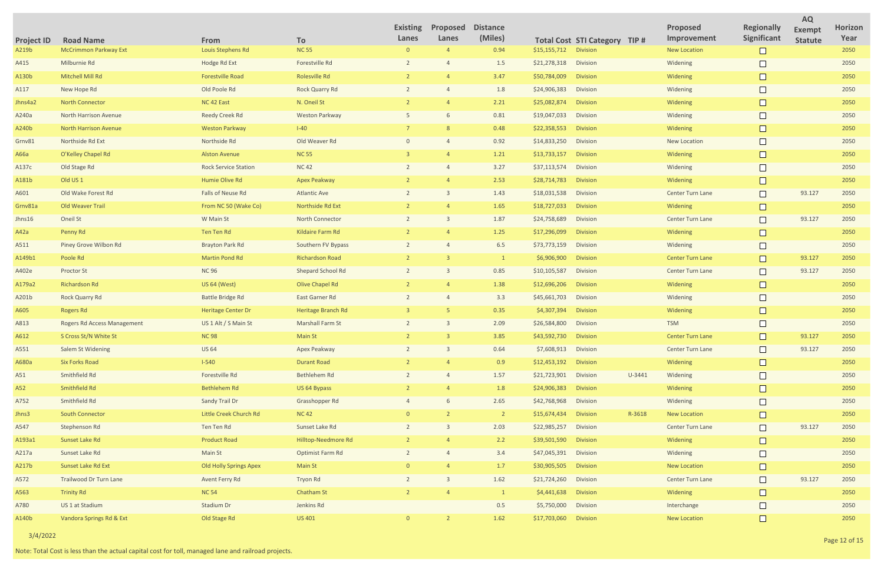| Project ID | Road Name | From | To | Existing Lanes | Proposed Lanes | Distance (Miles) | Total Cost | STI Category | TIP # | Proposed Improvement | Regionally Significant | AQ Exempt Statute | Horizon Year |
|---|---|---|---|---|---|---|---|---|---|---|---|---|---|
| A219b | McCrimmon Parkway Ext | Louis Stephens Rd | NC 55 | 0 | 4 | 0.94 | $15,155,712 | Division | | New Location | ☐ | | 2050 |
| A415 | Milburnie Rd | Hodge Rd Ext | Forestville Rd | 2 | 4 | 1.5 | $21,278,318 | Division | | Widening | ☐ | | 2050 |
| A130b | Mitchell Mill Rd | Forestville Road | Rolesville Rd | 2 | 4 | 3.47 | $50,784,009 | Division | | Widening | ☐ | | 2050 |
| A117 | New Hope Rd | Old Poole Rd | Rock Quarry Rd | 2 | 4 | 1.8 | $24,906,383 | Division | | Widening | ☐ | | 2050 |
| Jhns4a2 | North Connector | NC 42 East | N. Oneil St | 2 | 4 | 2.21 | $25,082,874 | Division | | Widening | ☐ | | 2050 |
| A240a | North Harrison Avenue | Reedy Creek Rd | Weston Parkway | 5 | 6 | 0.81 | $19,047,033 | Division | | Widening | ☐ | | 2050 |
| A240b | North Harrison Avenue | Weston Parkway | I-40 | 7 | 8 | 0.48 | $22,358,553 | Division | | Widening | ☐ | | 2050 |
| Grnv81 | Northside Rd Ext | Northside Rd | Old Weaver Rd | 0 | 4 | 0.92 | $14,833,250 | Division | | New Location | ☐ | | 2050 |
| A66a | O'Kelley Chapel Rd | Alston Avenue | NC 55 | 3 | 4 | 1.21 | $13,733,157 | Division | | Widening | ☐ | | 2050 |
| A137c | Old Stage Rd | Rock Service Station | NC 42 | 2 | 4 | 3.27 | $37,113,574 | Division | | Widening | ☐ | | 2050 |
| A181b | Old US 1 | Humie Olive Rd | Apex Peakway | 2 | 4 | 2.53 | $28,714,783 | Division | | Widening | ☐ | | 2050 |
| A601 | Old Wake Forest Rd | Falls of Neuse Rd | Atlantic Ave | 2 | 3 | 1.43 | $18,031,538 | Division | | Center Turn Lane | ☐ | 93.127 | 2050 |
| Grnv81a | Old Weaver Trail | From NC 50 (Wake Co) | Northside Rd Ext | 2 | 4 | 1.65 | $18,727,033 | Division | | Widening | ☐ | | 2050 |
| Jhns16 | Oneil St | W Main St | North Connector | 2 | 3 | 1.87 | $24,758,689 | Division | | Center Turn Lane | ☐ | 93.127 | 2050 |
| A42a | Penny Rd | Ten Ten Rd | Kildaire Farm Rd | 2 | 4 | 1.25 | $17,296,099 | Division | | Widening | ☐ | | 2050 |
| A511 | Piney Grove Wilbon Rd | Brayton Park Rd | Southern FV Bypass | 2 | 4 | 6.5 | $73,773,159 | Division | | Widening | ☐ | | 2050 |
| A149b1 | Poole Rd | Martin Pond Rd | Richardson Road | 2 | 3 | 1 | $6,906,900 | Division | | Center Turn Lane | ☐ | 93.127 | 2050 |
| A402e | Proctor St | NC 96 | Shepard School Rd | 2 | 3 | 0.85 | $10,105,587 | Division | | Center Turn Lane | ☐ | 93.127 | 2050 |
| A179a2 | Richardson Rd | US 64 (West) | Olive Chapel Rd | 2 | 4 | 1.38 | $12,696,206 | Division | | Widening | ☐ | | 2050 |
| A201b | Rock Quarry Rd | Battle Bridge Rd | East Garner Rd | 2 | 4 | 3.3 | $45,661,703 | Division | | Widening | ☐ | | 2050 |
| A605 | Rogers Rd | Heritage Center Dr | Heritage Branch Rd | 3 | 5 | 0.35 | $4,307,394 | Division | | Widening | ☐ | | 2050 |
| A813 | Rogers Rd Access Management | US 1 Alt / S Main St | Marshall Farm St | 2 | 3 | 2.09 | $26,584,800 | Division | | TSM | ☐ | | 2050 |
| A612 | S Cross St/N White St | NC 98 | Main St | 2 | 3 | 3.85 | $43,592,730 | Division | | Center Turn Lane | ☐ | 93.127 | 2050 |
| A551 | Salem St Widening | US 64 | Apex Peakway | 2 | 3 | 0.64 | $7,608,913 | Division | | Center Turn Lane | ☐ | 93.127 | 2050 |
| A680a | Six Forks Road | I-540 | Durant Road | 2 | 4 | 0.9 | $12,453,192 | Division | | Widening | ☐ | | 2050 |
| A51 | Smithfield Rd | Forestville Rd | Bethlehem Rd | 2 | 4 | 1.57 | $21,723,901 | Division | U-3441 | Widening | ☐ | | 2050 |
| A52 | Smithfield Rd | Bethlehem Rd | US 64 Bypass | 2 | 4 | 1.8 | $24,906,383 | Division | | Widening | ☐ | | 2050 |
| A752 | Smithfield Rd | Sandy Trail Dr | Grasshopper Rd | 4 | 6 | 2.65 | $42,768,968 | Division | | Widening | ☐ | | 2050 |
| Jhns3 | South Connector | Little Creek Church Rd | NC 42 | 0 | 2 | 2 | $15,674,434 | Division | R-3618 | New Location | ☐ | | 2050 |
| A547 | Stephenson Rd | Ten Ten Rd | Sunset Lake Rd | 2 | 3 | 2.03 | $22,985,257 | Division | | Center Turn Lane | ☐ | 93.127 | 2050 |
| A193a1 | Sunset Lake Rd | Product Road | Hilltop-Needmore Rd | 2 | 4 | 2.2 | $39,501,590 | Division | | Widening | ☐ | | 2050 |
| A217a | Sunset Lake Rd | Main St | Optimist Farm Rd | 2 | 4 | 3.4 | $47,045,391 | Division | | Widening | ☐ | | 2050 |
| A217b | Sunset Lake Rd Ext | Old Holly Springs Apex | Main St | 0 | 4 | 1.7 | $30,905,505 | Division | | New Location | ☐ | | 2050 |
| A572 | Trailwood Dr Turn Lane | Avent Ferry Rd | Tryon Rd | 2 | 3 | 1.62 | $21,724,260 | Division | | Center Turn Lane | ☐ | 93.127 | 2050 |
| A563 | Trinity Rd | NC 54 | Chatham St | 2 | 4 | 1 | $4,441,638 | Division | | Widening | ☐ | | 2050 |
| A780 | US 1 at Stadium | Stadium Dr | Jenkins Rd | | | 0.5 | $5,750,000 | Division | | Interchange | ☐ | | 2050 |
| A140b | Vandora Springs Rd & Ext | Old Stage Rd | US 401 | 0 | 2 | 1.62 | $17,703,060 | Division | | New Location | ☐ | | 2050 |

3/4/2022

Note: Total Cost is less than the actual capital cost for toll, managed lane and railroad projects.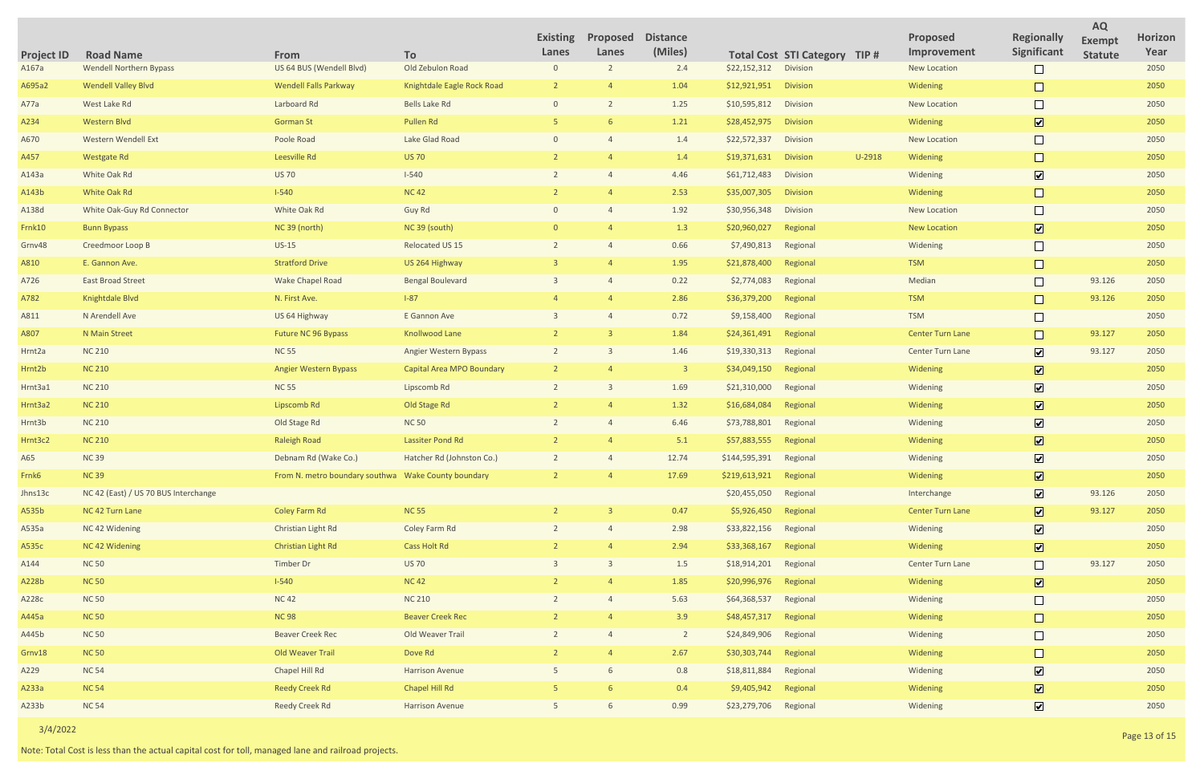| Project ID | Road Name | From | To | Existing Lanes | Proposed Lanes | Distance (Miles) | Total Cost | STI Category | TIP # | Proposed Improvement | Regionally Significant | AQ Exempt Statute | Horizon Year |
|---|---|---|---|---|---|---|---|---|---|---|---|---|---|
| A167a | Wendell Northern Bypass | US 64 BUS (Wendell Blvd) | Old Zebulon Road | 0 | 2 | 2.4 | $22,152,312 | Division | | New Location | ☐ | | 2050 |
| A695a2 | Wendell Valley Blvd | Wendell Falls Parkway | Knightdale Eagle Rock Road | 2 | 4 | 1.04 | $12,921,951 | Division | | Widening | ☐ | | 2050 |
| A77a | West Lake Rd | Larboard Rd | Bells Lake Rd | 0 | 2 | 1.25 | $10,595,812 | Division | | New Location | ☐ | | 2050 |
| A234 | Western Blvd | Gorman St | Pullen Rd | 5 | 6 | 1.21 | $28,452,975 | Division | | Widening | ☑ | | 2050 |
| A670 | Western Wendell Ext | Poole Road | Lake Glad Road | 0 | 4 | 1.4 | $22,572,337 | Division | | New Location | ☐ | | 2050 |
| A457 | Westgate Rd | Leesville Rd | US 70 | 2 | 4 | 1.4 | $19,371,631 | Division | U-2918 | Widening | ☐ | | 2050 |
| A143a | White Oak Rd | US 70 | I-540 | 2 | 4 | 4.46 | $61,712,483 | Division | | Widening | ☑ | | 2050 |
| A143b | White Oak Rd | I-540 | NC 42 | 2 | 4 | 2.53 | $35,007,305 | Division | | Widening | ☐ | | 2050 |
| A138d | White Oak-Guy Rd Connector | White Oak Rd | Guy Rd | 0 | 4 | 1.92 | $30,956,348 | Division | | New Location | ☐ | | 2050 |
| Frnk10 | Bunn Bypass | NC 39 (north) | NC 39 (south) | 0 | 4 | 1.3 | $20,960,027 | Regional | | New Location | ☑ | | 2050 |
| Grnv48 | Creedmoor Loop B | US-15 | Relocated US 15 | 2 | 4 | 0.66 | $7,490,813 | Regional | | Widening | ☐ | | 2050 |
| A810 | E. Gannon Ave. | Stratford Drive | US 264 Highway | 3 | 4 | 1.95 | $21,878,400 | Regional | | TSM | ☐ | | 2050 |
| A726 | East Broad Street | Wake Chapel Road | Bengal Boulevard | 3 | 4 | 0.22 | $2,774,083 | Regional | | Median | ☐ | 93.126 | 2050 |
| A782 | Knightdale Blvd | N. First Ave. | I-87 | 4 | 4 | 2.86 | $36,379,200 | Regional | | TSM | ☐ | 93.126 | 2050 |
| A811 | N Arendell Ave | US 64 Highway | E Gannon Ave | 3 | 4 | 0.72 | $9,158,400 | Regional | | TSM | ☐ | | 2050 |
| A807 | N Main Street | Future NC 96 Bypass | Knollwood Lane | 2 | 3 | 1.84 | $24,361,491 | Regional | | Center Turn Lane | ☐ | 93.127 | 2050 |
| Hrnt2a | NC 210 | NC 55 | Angier Western Bypass | 2 | 3 | 1.46 | $19,330,313 | Regional | | Center Turn Lane | ☑ | 93.127 | 2050 |
| Hrnt2b | NC 210 | Angier Western Bypass | Capital Area MPO Boundary | 2 | 4 | 3 | $34,049,150 | Regional | | Widening | ☑ | | 2050 |
| Hrnt3a1 | NC 210 | NC 55 | Lipscomb Rd | 2 | 3 | 1.69 | $21,310,000 | Regional | | Widening | ☑ | | 2050 |
| Hrnt3a2 | NC 210 | Lipscomb Rd | Old Stage Rd | 2 | 4 | 1.32 | $16,684,084 | Regional | | Widening | ☑ | | 2050 |
| Hrnt3b | NC 210 | Old Stage Rd | NC 50 | 2 | 4 | 6.46 | $73,788,801 | Regional | | Widening | ☑ | | 2050 |
| Hrnt3c2 | NC 210 | Raleigh Road | Lassiter Pond Rd | 2 | 4 | 5.1 | $57,883,555 | Regional | | Widening | ☑ | | 2050 |
| A65 | NC 39 | Debnam Rd (Wake Co.) | Hatcher Rd (Johnston Co.) | 2 | 4 | 12.74 | $144,595,391 | Regional | | Widening | ☑ | | 2050 |
| Frnk6 | NC 39 | From N. metro boundary southwa | Wake County boundary | 2 | 4 | 17.69 | $219,613,921 | Regional | | Widening | ☑ | | 2050 |
| Jhns13c | NC 42 (East) / US 70 BUS Interchange | | | | | | $20,455,050 | Regional | | Interchange | ☑ | 93.126 | 2050 |
| A535b | NC 42 Turn Lane | Coley Farm Rd | NC 55 | 2 | 3 | 0.47 | $5,926,450 | Regional | | Center Turn Lane | ☑ | 93.127 | 2050 |
| A535a | NC 42 Widening | Christian Light Rd | Coley Farm Rd | 2 | 4 | 2.98 | $33,822,156 | Regional | | Widening | ☑ | | 2050 |
| A535c | NC 42 Widening | Christian Light Rd | Cass Holt Rd | 2 | 4 | 2.94 | $33,368,167 | Regional | | Widening | ☑ | | 2050 |
| A144 | NC 50 | Timber Dr | US 70 | 3 | 3 | 1.5 | $18,914,201 | Regional | | Center Turn Lane | ☐ | 93.127 | 2050 |
| A228b | NC 50 | I-540 | NC 42 | 2 | 4 | 1.85 | $20,996,976 | Regional | | Widening | ☑ | | 2050 |
| A228c | NC 50 | NC 42 | NC 210 | 2 | 4 | 5.63 | $64,368,537 | Regional | | Widening | ☐ | | 2050 |
| A445a | NC 50 | NC 98 | Beaver Creek Rec | 2 | 4 | 3.9 | $48,457,317 | Regional | | Widening | ☐ | | 2050 |
| A445b | NC 50 | Beaver Creek Rec | Old Weaver Trail | 2 | 4 | 2 | $24,849,906 | Regional | | Widening | ☐ | | 2050 |
| Grnv18 | NC 50 | Old Weaver Trail | Dove Rd | 2 | 4 | 2.67 | $30,303,744 | Regional | | Widening | ☐ | | 2050 |
| A229 | NC 54 | Chapel Hill Rd | Harrison Avenue | 5 | 6 | 0.8 | $18,811,884 | Regional | | Widening | ☑ | | 2050 |
| A233a | NC 54 | Reedy Creek Rd | Chapel Hill Rd | 5 | 6 | 0.4 | $9,405,942 | Regional | | Widening | ☑ | | 2050 |
| A233b | NC 54 | Reedy Creek Rd | Harrison Avenue | 5 | 6 | 0.99 | $23,279,706 | Regional | | Widening | ☑ | | 2050 |

3/4/2022

Note: Total Cost is less than the actual capital cost for toll, managed lane and railroad projects.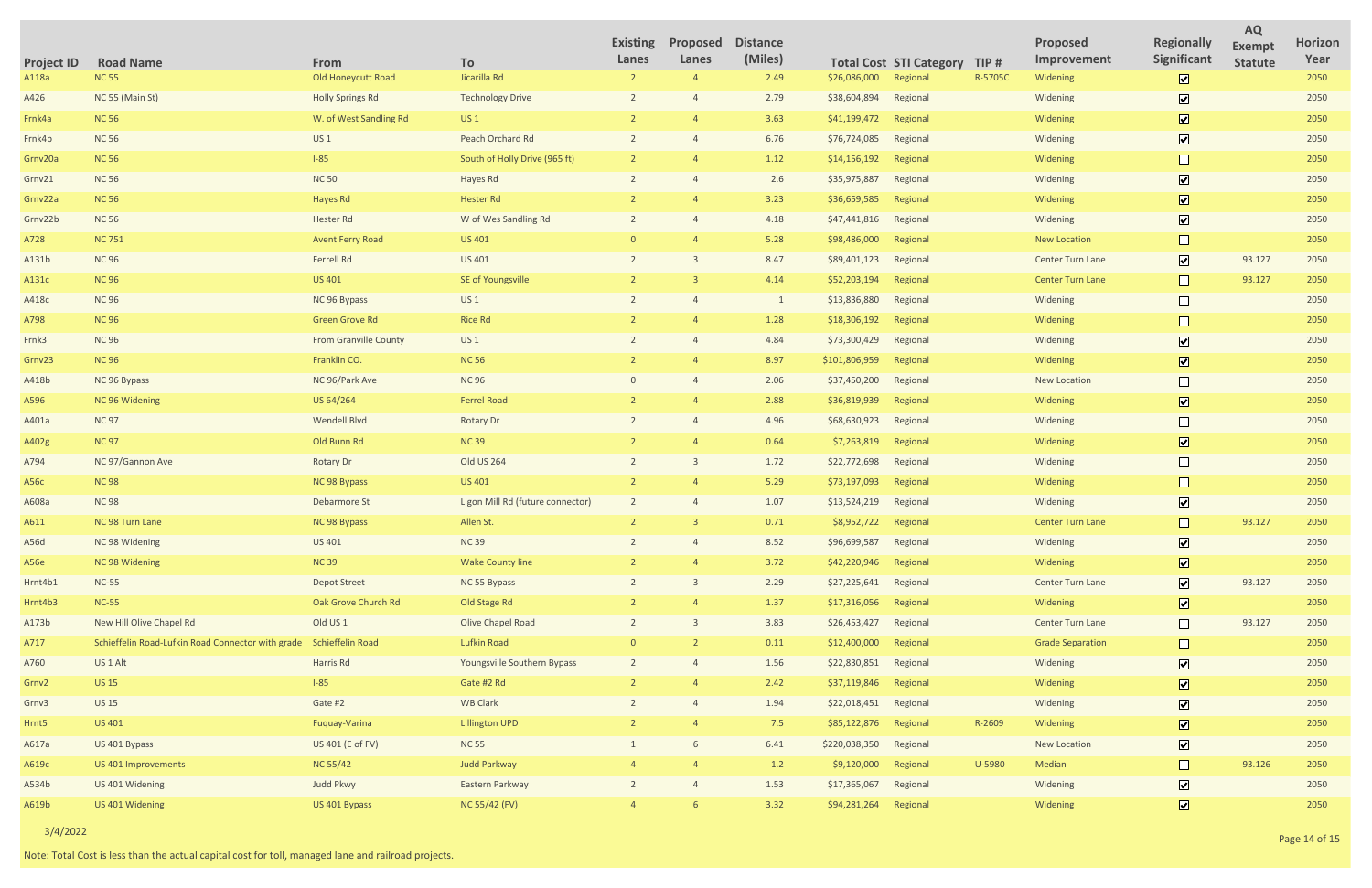| Project ID | Road Name | From | To | Existing Lanes | Proposed Lanes | Distance (Miles) | Total Cost | STI Category | TIP # | Proposed Improvement | Regionally Significant | AQ Exempt Statute | Horizon Year |
|---|---|---|---|---|---|---|---|---|---|---|---|---|---|
| A118a | NC 55 | Old Honeycutt Road | Jicarilla Rd | 2 | 4 | 2.49 | $26,086,000 | Regional | R-5705C | Widening | ☑ | | 2050 |
| A426 | NC 55 (Main St) | Holly Springs Rd | Technology Drive | 2 | 4 | 2.79 | $38,604,894 | Regional | | Widening | ☑ | | 2050 |
| Frnk4a | NC 56 | W. of West Sandling Rd | US 1 | 2 | 4 | 3.63 | $41,199,472 | Regional | | Widening | ☑ | | 2050 |
| Frnk4b | NC 56 | US 1 | Peach Orchard Rd | 2 | 4 | 6.76 | $76,724,085 | Regional | | Widening | ☑ | | 2050 |
| Grnv20a | NC 56 | I-85 | South of Holly Drive (965 ft) | 2 | 4 | 1.12 | $14,156,192 | Regional | | Widening | ☐ | | 2050 |
| Grnv21 | NC 56 | NC 50 | Hayes Rd | 2 | 4 | 2.6 | $35,975,887 | Regional | | Widening | ☑ | | 2050 |
| Grnv22a | NC 56 | Hayes Rd | Hester Rd | 2 | 4 | 3.23 | $36,659,585 | Regional | | Widening | ☑ | | 2050 |
| Grnv22b | NC 56 | Hester Rd | W of Wes Sandling Rd | 2 | 4 | 4.18 | $47,441,816 | Regional | | Widening | ☑ | | 2050 |
| A728 | NC 751 | Avent Ferry Road | US 401 | 0 | 4 | 5.28 | $98,486,000 | Regional | | New Location | ☐ | | 2050 |
| A131b | NC 96 | Ferrell Rd | US 401 | 2 | 3 | 8.47 | $89,401,123 | Regional | | Center Turn Lane | ☑ | 93.127 | 2050 |
| A131c | NC 96 | US 401 | SE of Youngsville | 2 | 3 | 4.14 | $52,203,194 | Regional | | Center Turn Lane | ☐ | 93.127 | 2050 |
| A418c | NC 96 | NC 96 Bypass | US 1 | 2 | 4 | 1 | $13,836,880 | Regional | | Widening | ☐ | | 2050 |
| A798 | NC 96 | Green Grove Rd | Rice Rd | 2 | 4 | 1.28 | $18,306,192 | Regional | | Widening | ☐ | | 2050 |
| Frnk3 | NC 96 | From Granville County | US 1 | 2 | 4 | 4.84 | $73,300,429 | Regional | | Widening | ☑ | | 2050 |
| Grnv23 | NC 96 | Franklin CO. | NC 56 | 2 | 4 | 8.97 | $101,806,959 | Regional | | Widening | ☑ | | 2050 |
| A418b | NC 96 Bypass | NC 96/Park Ave | NC 96 | 0 | 4 | 2.06 | $37,450,200 | Regional | | New Location | ☐ | | 2050 |
| A596 | NC 96 Widening | US 64/264 | Ferrel Road | 2 | 4 | 2.88 | $36,819,939 | Regional | | Widening | ☑ | | 2050 |
| A401a | NC 97 | Wendell Blvd | Rotary Dr | 2 | 4 | 4.96 | $68,630,923 | Regional | | Widening | ☐ | | 2050 |
| A402g | NC 97 | Old Bunn Rd | NC 39 | 2 | 4 | 0.64 | $7,263,819 | Regional | | Widening | ☑ | | 2050 |
| A794 | NC 97/Gannon Ave | Rotary Dr | Old US 264 | 2 | 3 | 1.72 | $22,772,698 | Regional | | Widening | ☐ | | 2050 |
| A56c | NC 98 | NC 98 Bypass | US 401 | 2 | 4 | 5.29 | $73,197,093 | Regional | | Widening | ☐ | | 2050 |
| A608a | NC 98 | Debarmore St | Ligon Mill Rd (future connector) | 2 | 4 | 1.07 | $13,524,219 | Regional | | Widening | ☑ | | 2050 |
| A611 | NC 98 Turn Lane | NC 98 Bypass | Allen St. | 2 | 3 | 0.71 | $8,952,722 | Regional | | Center Turn Lane | ☐ | 93.127 | 2050 |
| A56d | NC 98 Widening | US 401 | NC 39 | 2 | 4 | 8.52 | $96,699,587 | Regional | | Widening | ☑ | | 2050 |
| A56e | NC 98 Widening | NC 39 | Wake County line | 2 | 4 | 3.72 | $42,220,946 | Regional | | Widening | ☑ | | 2050 |
| Hrnt4b1 | NC-55 | Depot Street | NC 55 Bypass | 2 | 3 | 2.29 | $27,225,641 | Regional | | Center Turn Lane | ☑ | 93.127 | 2050 |
| Hrnt4b3 | NC-55 | Oak Grove Church Rd | Old Stage Rd | 2 | 4 | 1.37 | $17,316,056 | Regional | | Widening | ☑ | | 2050 |
| A173b | New Hill Olive Chapel Rd | Old US 1 | Olive Chapel Road | 2 | 3 | 3.83 | $26,453,427 | Regional | | Center Turn Lane | ☐ | 93.127 | 2050 |
| A717 | Schieffelin Road-Lufkin Road Connector with grade | Schieffelin Road | Lufkin Road | 0 | 2 | 0.11 | $12,400,000 | Regional | | Grade Separation | ☐ | | 2050 |
| A760 | US 1 Alt | Harris Rd | Youngsville Southern Bypass | 2 | 4 | 1.56 | $22,830,851 | Regional | | Widening | ☑ | | 2050 |
| Grnv2 | US 15 | I-85 | Gate #2 Rd | 2 | 4 | 2.42 | $37,119,846 | Regional | | Widening | ☑ | | 2050 |
| Grnv3 | US 15 | Gate #2 | WB Clark | 2 | 4 | 1.94 | $22,018,451 | Regional | | Widening | ☑ | | 2050 |
| Hrnt5 | US 401 | Fuquay-Varina | Lillington UPD | 2 | 4 | 7.5 | $85,122,876 | Regional | R-2609 | Widening | ☑ | | 2050 |
| A617a | US 401 Bypass | US 401 (E of FV) | NC 55 | 1 | 6 | 6.41 | $220,038,350 | Regional | | New Location | ☑ | | 2050 |
| A619c | US 401 Improvements | NC 55/42 | Judd Parkway | 4 | 4 | 1.2 | $9,120,000 | Regional | U-5980 | Median | ☐ | 93.126 | 2050 |
| A534b | US 401 Widening | Judd Pkwy | Eastern Parkway | 2 | 4 | 1.53 | $17,365,067 | Regional | | Widening | ☑ | | 2050 |
| A619b | US 401 Widening | US 401 Bypass | NC 55/42 (FV) | 4 | 6 | 3.32 | $94,281,264 | Regional | | Widening | ☑ | | 2050 |

3/4/2022

Note: Total Cost is less than the actual capital cost for toll, managed lane and railroad projects.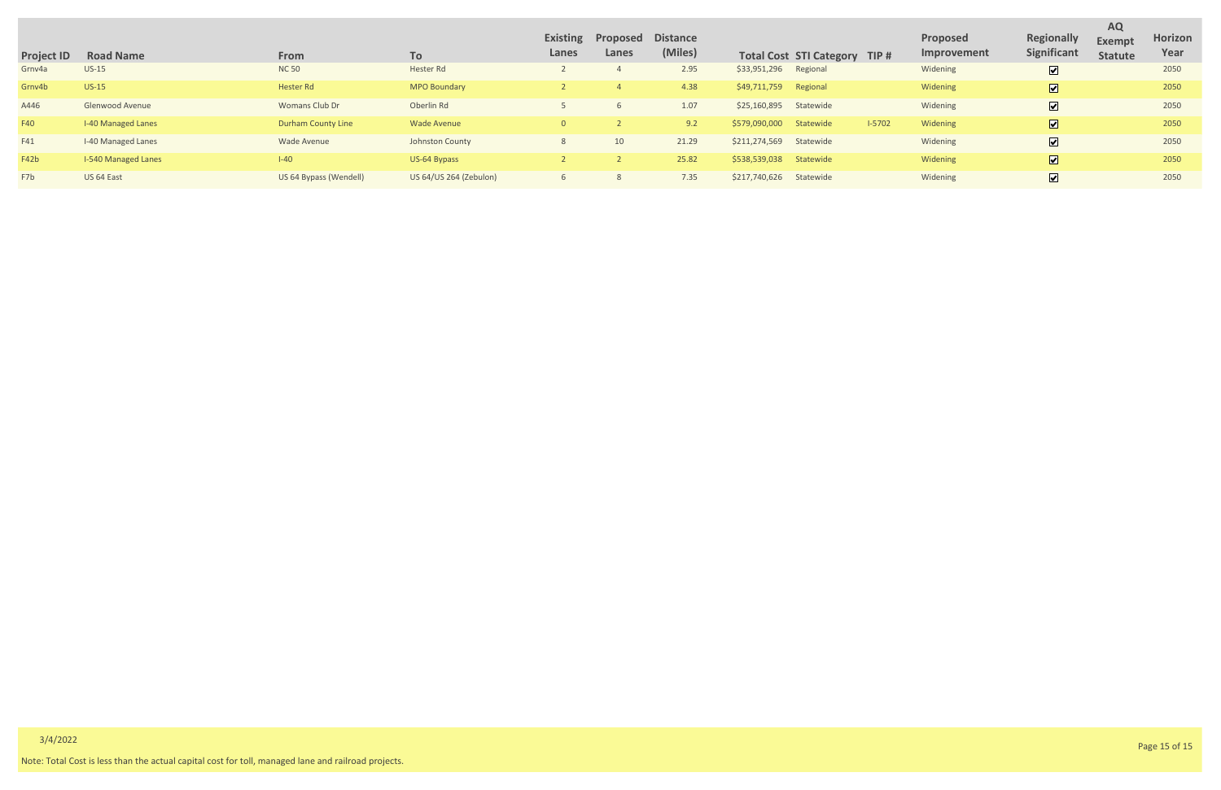| Project ID | Road Name | From | To | Existing Lanes | Proposed Lanes | Distance (Miles) | Total Cost | STI Category | TIP # | Proposed Improvement | Regionally Significant | AQ Exempt Statute | Horizon Year |
|---|---|---|---|---|---|---|---|---|---|---|---|---|---|
| Grnv4a | US-15 | NC 50 | Hester Rd | 2 | 4 | 2.95 | $33,951,296 | Regional | | Widening | ☑ | | 2050 |
| Grnv4b | US-15 | Hester Rd | MPO Boundary | 2 | 4 | 4.38 | $49,711,759 | Regional | | Widening | ☑ | | 2050 |
| A446 | Glenwood Avenue | Womans Club Dr | Oberlin Rd | 5 | 6 | 1.07 | $25,160,895 | Statewide | | Widening | ☑ | | 2050 |
| F40 | I-40 Managed Lanes | Durham County Line | Wade Avenue | 0 | 2 | 9.2 | $579,090,000 | Statewide | I-5702 | Widening | ☑ | | 2050 |
| F41 | I-40 Managed Lanes | Wade Avenue | Johnston County | 8 | 10 | 21.29 | $211,274,569 | Statewide | | Widening | ☑ | | 2050 |
| F42b | I-540 Managed Lanes | I-40 | US-64 Bypass | 2 | 2 | 25.82 | $538,539,038 | Statewide | | Widening | ☑ | | 2050 |
| F7b | US 64 East | US 64 Bypass (Wendell) | US 64/US 264 (Zebulon) | 6 | 8 | 7.35 | $217,740,626 | Statewide | | Widening | ☑ | | 2050 |

3/4/2022

Note: Total Cost is less than the actual capital cost for toll, managed lane and railroad projects.